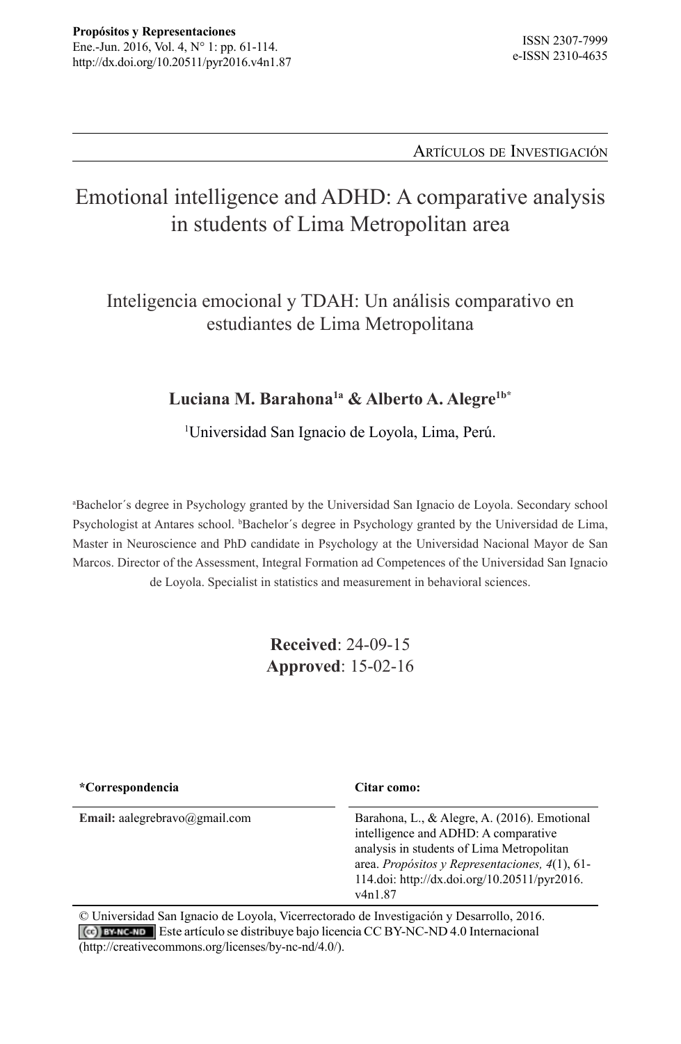Propósitos y Representaciones
Ene.-Jun. 2016, Vol. 4, N° 1: pp. 61-114.
http://dx.doi.org/10.20511/pyr2016.v4n1.87

ISSN 2307-7999
e-ISSN 2310-4635

Artículos de Investigación

# Emotional intelligence and ADHD: A comparative analysis in students of Lima Metropolitan area

## Inteligencia emocional y TDAH: Un análisis comparativo en estudiantes de Lima Metropolitana

**Luciana M. Barahona[1a] & Alberto A. Alegre[1b*]**

[1]Universidad San Ignacio de Loyola, Lima, Perú.

[a]Bachelor´s degree in Psychology granted by the Universidad San Ignacio de Loyola. Secondary school Psychologist at Antares school. [b]Bachelor´s degree in Psychology granted by the Universidad de Lima, Master in Neuroscience and PhD candidate in Psychology at the Universidad Nacional Mayor de San Marcos. Director of the Assessment, Integral Formation ad Competences of the Universidad San Ignacio de Loyola. Specialist in statistics and measurement in behavioral sciences.

**Received**: 24-09-15
**Approved**: 15-02-16

| *Correspondencia | Citar como: |
|---|---|
| **Email:** aalegrebravo@gmail.com | Barahona, L., & Alegre, A. (2016). Emotional intelligence and ADHD: A comparative analysis in students of Lima Metropolitan area. *Propósitos y Representaciones, 4*(1), 61-114.doi: http://dx.doi.org/10.20511/pyr2016.v4n1.87 |

© Universidad San Ignacio de Loyola, Vicerrectorado de Investigación y Desarrollo, 2016.
Este artículo se distribuye bajo licencia CC BY-NC-ND 4.0 Internacional (http://creativecommons.org/licenses/by-nc-nd/4.0/).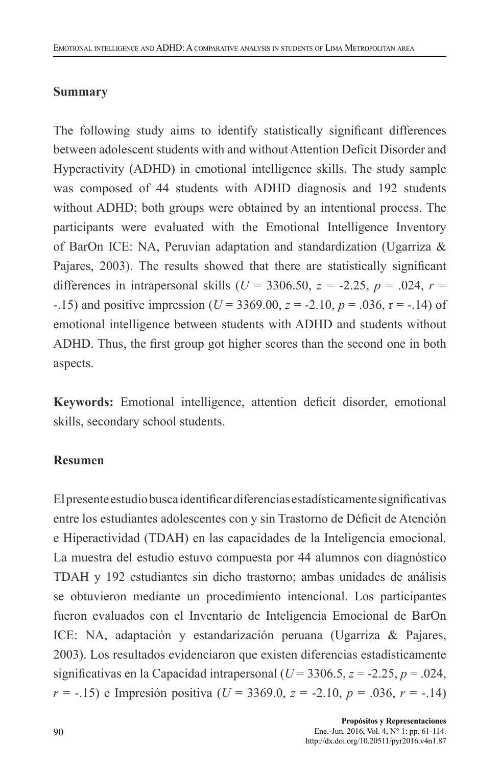## Summary

The following study aims to identify statistically significant differences between adolescent students with and without Attention Deficit Disorder and Hyperactivity (ADHD) in emotional intelligence skills. The study sample was composed of 44 students with ADHD diagnosis and 192 students without ADHD; both groups were obtained by an intentional process. The participants were evaluated with the Emotional Intelligence Inventory of BarOn ICE: NA, Peruvian adaptation and standardization (Ugarriza & Pajares, 2003). The results showed that there are statistically significant differences in intrapersonal skills ($U$ = 3306.50, $z$ = -2.25, $p$ = .024, $r$ = -.15) and positive impression ($U$ = 3369.00, $z$ = -2.10, $p$ = .036, r = -.14) of emotional intelligence between students with ADHD and students without ADHD. Thus, the first group got higher scores than the second one in both aspects.

**Keywords:** Emotional intelligence, attention deficit disorder, emotional skills, secondary school students.

## Resumen

El presente estudio busca identificar diferencias estadísticamente significativas entre los estudiantes adolescentes con y sin Trastorno de Déficit de Atención e Hiperactividad (TDAH) en las capacidades de la Inteligencia emocional. La muestra del estudio estuvo compuesta por 44 alumnos con diagnóstico TDAH y 192 estudiantes sin dicho trastorno; ambas unidades de análisis se obtuvieron mediante un procedimiento intencional. Los participantes fueron evaluados con el Inventario de Inteligencia Emocional de BarOn ICE: NA, adaptación y estandarización peruana (Ugarriza & Pajares, 2003). Los resultados evidenciaron que existen diferencias estadísticamente significativas en la Capacidad intrapersonal ($U$ = 3306.5, $z$ = -2.25, $p$ = .024, $r$ = -.15) e Impresión positiva ($U$ = 3369.0, $z$ = -2.10, $p$ = .036, $r$ = -.14)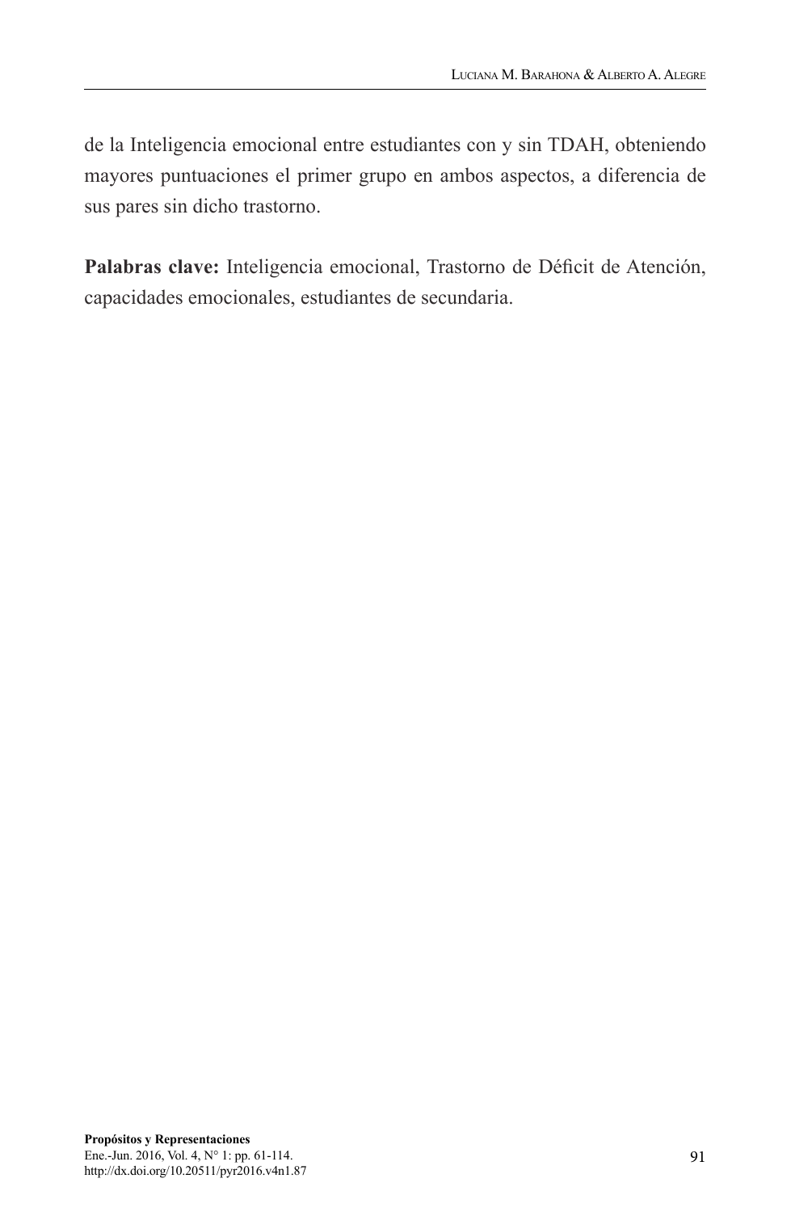de la Inteligencia emocional entre estudiantes con y sin TDAH, obteniendo mayores puntuaciones el primer grupo en ambos aspectos, a diferencia de sus pares sin dicho trastorno.

**Palabras clave:** Inteligencia emocional, Trastorno de Déficit de Atención, capacidades emocionales, estudiantes de secundaria.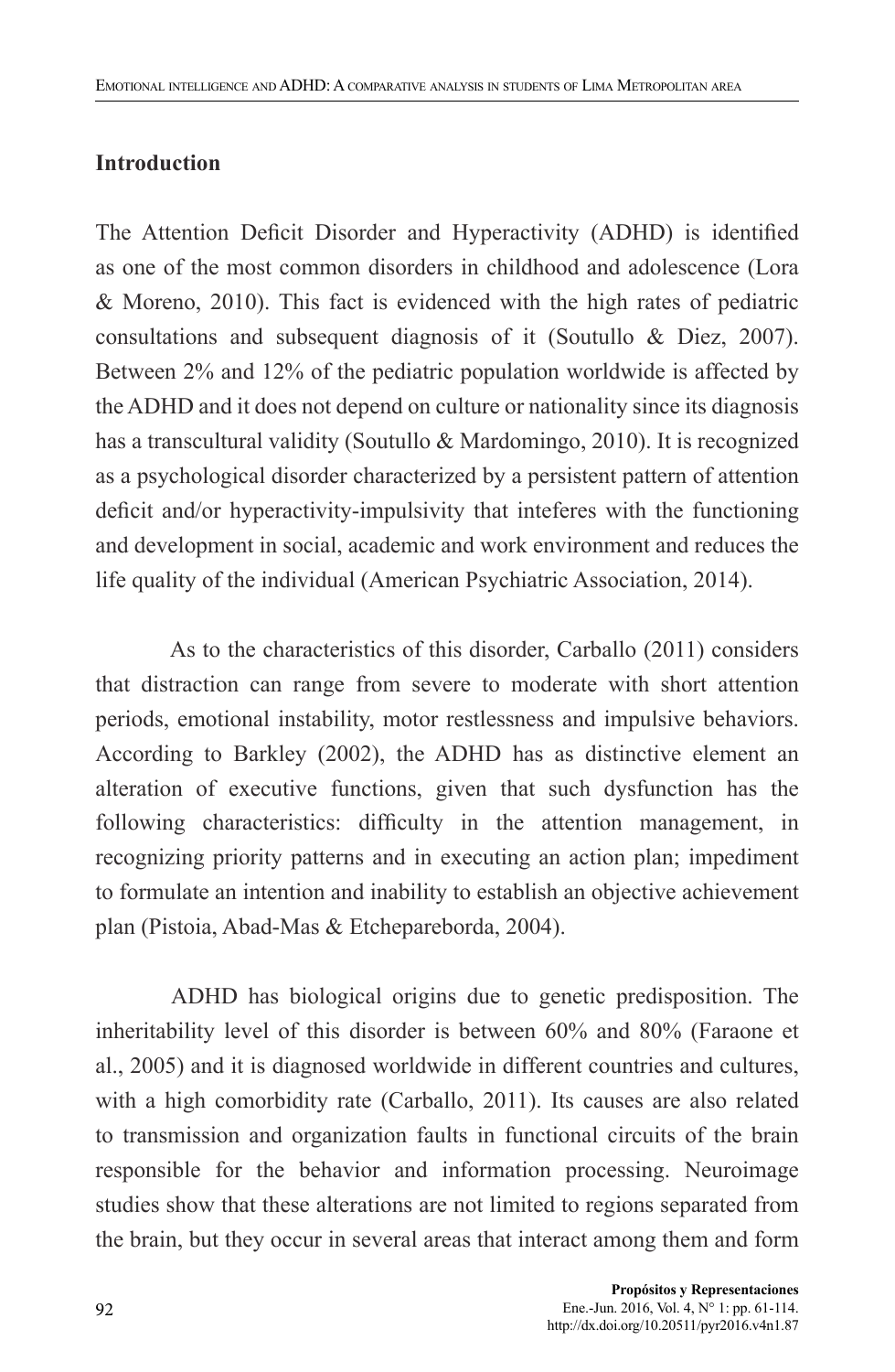## Introduction

The Attention Deficit Disorder and Hyperactivity (ADHD) is identified as one of the most common disorders in childhood and adolescence (Lora & Moreno, 2010). This fact is evidenced with the high rates of pediatric consultations and subsequent diagnosis of it (Soutullo & Diez, 2007). Between 2% and 12% of the pediatric population worldwide is affected by the ADHD and it does not depend on culture or nationality since its diagnosis has a transcultural validity (Soutullo & Mardomingo, 2010). It is recognized as a psychological disorder characterized by a persistent pattern of attention deficit and/or hyperactivity-impulsivity that inteferes with the functioning and development in social, academic and work environment and reduces the life quality of the individual (American Psychiatric Association, 2014).

As to the characteristics of this disorder, Carballo (2011) considers that distraction can range from severe to moderate with short attention periods, emotional instability, motor restlessness and impulsive behaviors. According to Barkley (2002), the ADHD has as distinctive element an alteration of executive functions, given that such dysfunction has the following characteristics: difficulty in the attention management, in recognizing priority patterns and in executing an action plan; impediment to formulate an intention and inability to establish an objective achievement plan (Pistoia, Abad-Mas & Etchepareborda, 2004).

ADHD has biological origins due to genetic predisposition. The inheritability level of this disorder is between 60% and 80% (Faraone et al., 2005) and it is diagnosed worldwide in different countries and cultures, with a high comorbidity rate (Carballo, 2011). Its causes are also related to transmission and organization faults in functional circuits of the brain responsible for the behavior and information processing. Neuroimage studies show that these alterations are not limited to regions separated from the brain, but they occur in several areas that interact among them and form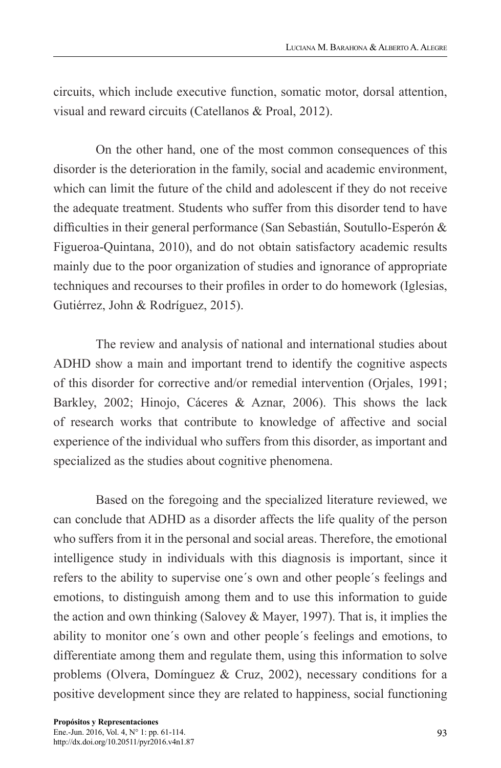circuits, which include executive function, somatic motor, dorsal attention, visual and reward circuits (Catellanos & Proal, 2012).

On the other hand, one of the most common consequences of this disorder is the deterioration in the family, social and academic environment, which can limit the future of the child and adolescent if they do not receive the adequate treatment. Students who suffer from this disorder tend to have difficulties in their general performance (San Sebastián, Soutullo-Esperón & Figueroa-Quintana, 2010), and do not obtain satisfactory academic results mainly due to the poor organization of studies and ignorance of appropriate techniques and recourses to their profiles in order to do homework (Iglesias, Gutiérrez, John & Rodríguez, 2015).

The review and analysis of national and international studies about ADHD show a main and important trend to identify the cognitive aspects of this disorder for corrective and/or remedial intervention (Orjales, 1991; Barkley, 2002; Hinojo, Cáceres & Aznar, 2006). This shows the lack of research works that contribute to knowledge of affective and social experience of the individual who suffers from this disorder, as important and specialized as the studies about cognitive phenomena.

Based on the foregoing and the specialized literature reviewed, we can conclude that ADHD as a disorder affects the life quality of the person who suffers from it in the personal and social areas. Therefore, the emotional intelligence study in individuals with this diagnosis is important, since it refers to the ability to supervise one´s own and other people´s feelings and emotions, to distinguish among them and to use this information to guide the action and own thinking (Salovey & Mayer, 1997). That is, it implies the ability to monitor one´s own and other people´s feelings and emotions, to differentiate among them and regulate them, using this information to solve problems (Olvera, Domínguez & Cruz, 2002), necessary conditions for a positive development since they are related to happiness, social functioning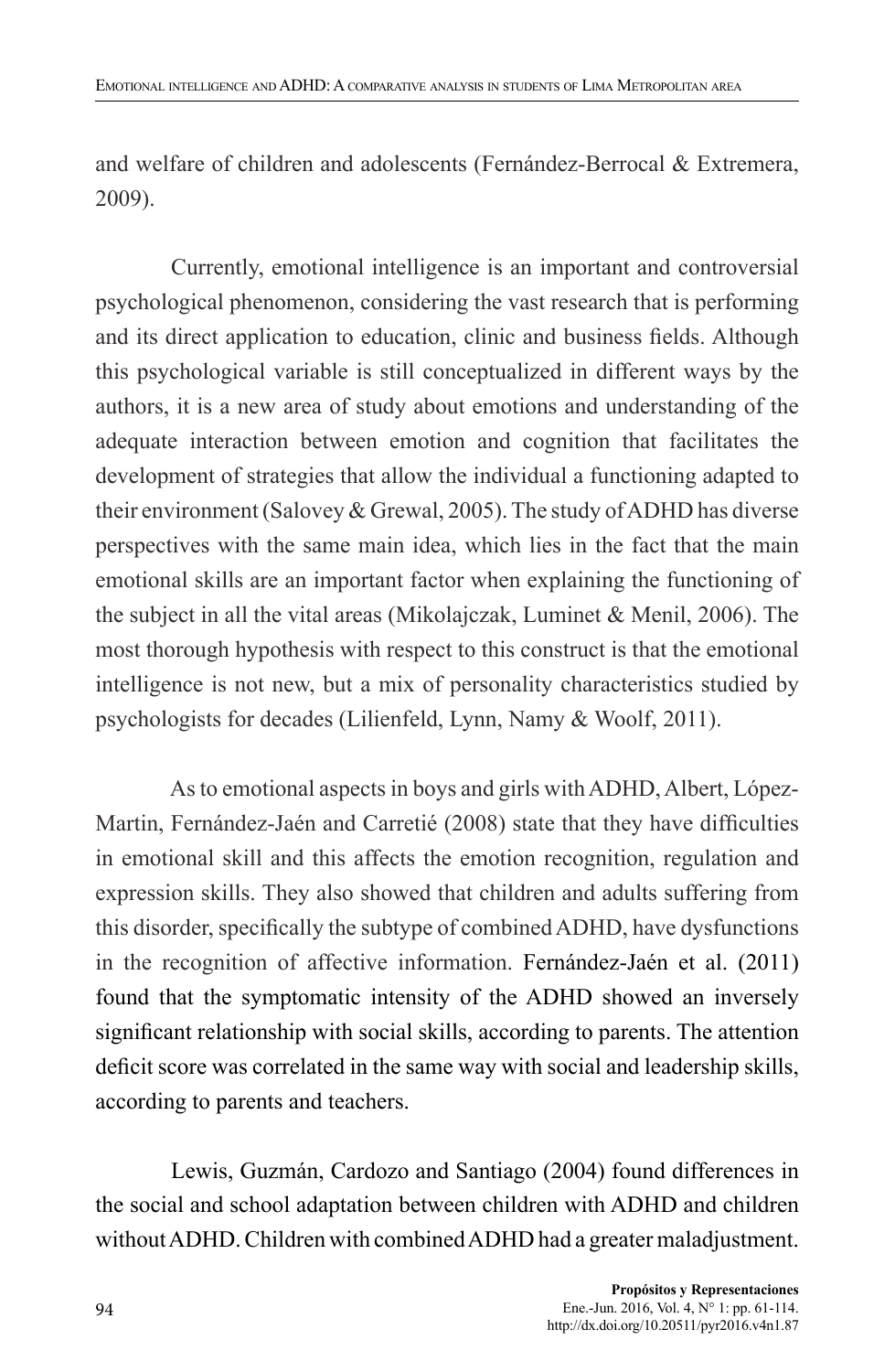and welfare of children and adolescents (Fernández-Berrocal & Extremera, 2009).

Currently, emotional intelligence is an important and controversial psychological phenomenon, considering the vast research that is performing and its direct application to education, clinic and business fields. Although this psychological variable is still conceptualized in different ways by the authors, it is a new area of study about emotions and understanding of the adequate interaction between emotion and cognition that facilitates the development of strategies that allow the individual a functioning adapted to their environment (Salovey & Grewal, 2005). The study of ADHD has diverse perspectives with the same main idea, which lies in the fact that the main emotional skills are an important factor when explaining the functioning of the subject in all the vital areas (Mikolajczak, Luminet & Menil, 2006). The most thorough hypothesis with respect to this construct is that the emotional intelligence is not new, but a mix of personality characteristics studied by psychologists for decades (Lilienfeld, Lynn, Namy & Woolf, 2011).

As to emotional aspects in boys and girls with ADHD, Albert, López-Martin, Fernández-Jaén and Carretié (2008) state that they have difficulties in emotional skill and this affects the emotion recognition, regulation and expression skills. They also showed that children and adults suffering from this disorder, specifically the subtype of combined ADHD, have dysfunctions in the recognition of affective information. Fernández-Jaén et al. (2011) found that the symptomatic intensity of the ADHD showed an inversely significant relationship with social skills, according to parents. The attention deficit score was correlated in the same way with social and leadership skills, according to parents and teachers.

Lewis, Guzmán, Cardozo and Santiago (2004) found differences in the social and school adaptation between children with ADHD and children without ADHD. Children with combined ADHD had a greater maladjustment.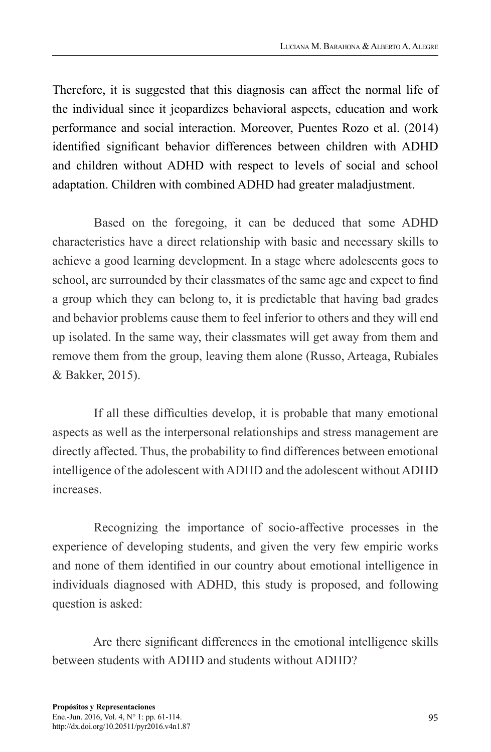Therefore, it is suggested that this diagnosis can affect the normal life of the individual since it jeopardizes behavioral aspects, education and work performance and social interaction. Moreover, Puentes Rozo et al. (2014) identified significant behavior differences between children with ADHD and children without ADHD with respect to levels of social and school adaptation. Children with combined ADHD had greater maladjustment.

Based on the foregoing, it can be deduced that some ADHD characteristics have a direct relationship with basic and necessary skills to achieve a good learning development. In a stage where adolescents goes to school, are surrounded by their classmates of the same age and expect to find a group which they can belong to, it is predictable that having bad grades and behavior problems cause them to feel inferior to others and they will end up isolated. In the same way, their classmates will get away from them and remove them from the group, leaving them alone (Russo, Arteaga, Rubiales & Bakker, 2015).

If all these difficulties develop, it is probable that many emotional aspects as well as the interpersonal relationships and stress management are directly affected. Thus, the probability to find differences between emotional intelligence of the adolescent with ADHD and the adolescent without ADHD increases.

Recognizing the importance of socio-affective processes in the experience of developing students, and given the very few empiric works and none of them identified in our country about emotional intelligence in individuals diagnosed with ADHD, this study is proposed, and following question is asked:

Are there significant differences in the emotional intelligence skills between students with ADHD and students without ADHD?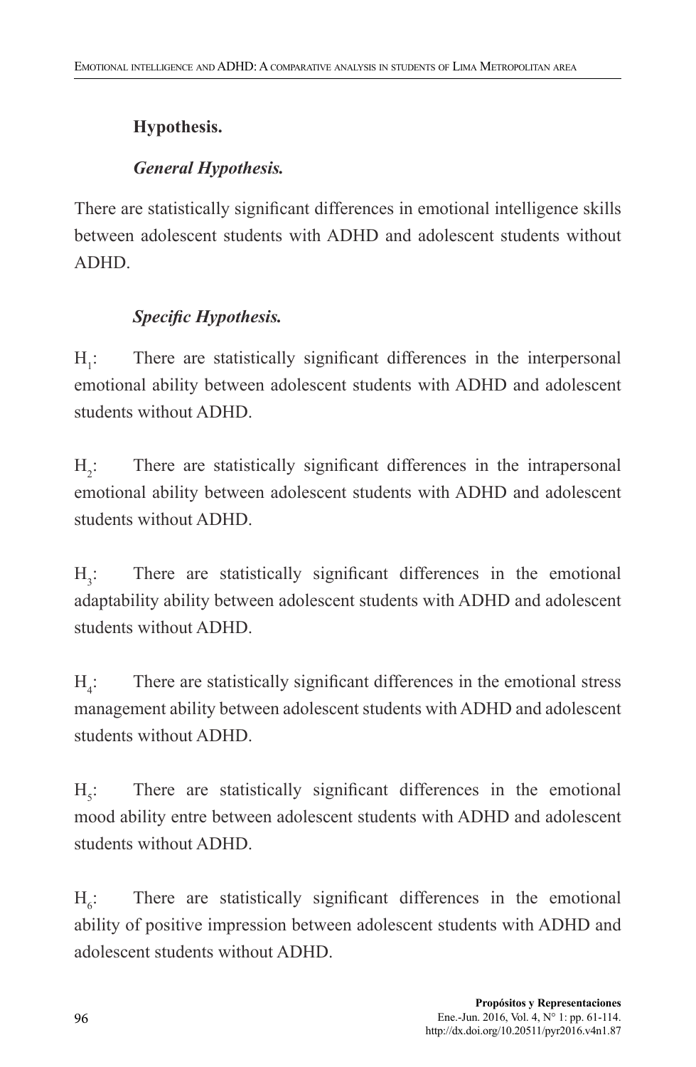### Hypothesis.

#### *General Hypothesis.*

There are statistically significant differences in emotional intelligence skills between adolescent students with ADHD and adolescent students without ADHD.

#### *Specific Hypothesis.*

$H_1$: There are statistically significant differences in the interpersonal emotional ability between adolescent students with ADHD and adolescent students without ADHD.

$H_2$: There are statistically significant differences in the intrapersonal emotional ability between adolescent students with ADHD and adolescent students without ADHD.

$H_3$: There are statistically significant differences in the emotional adaptability ability between adolescent students with ADHD and adolescent students without ADHD.

$H_4$: There are statistically significant differences in the emotional stress management ability between adolescent students with ADHD and adolescent students without ADHD.

$H_5$: There are statistically significant differences in the emotional mood ability entre between adolescent students with ADHD and adolescent students without ADHD.

$H_6$: There are statistically significant differences in the emotional ability of positive impression between adolescent students with ADHD and adolescent students without ADHD.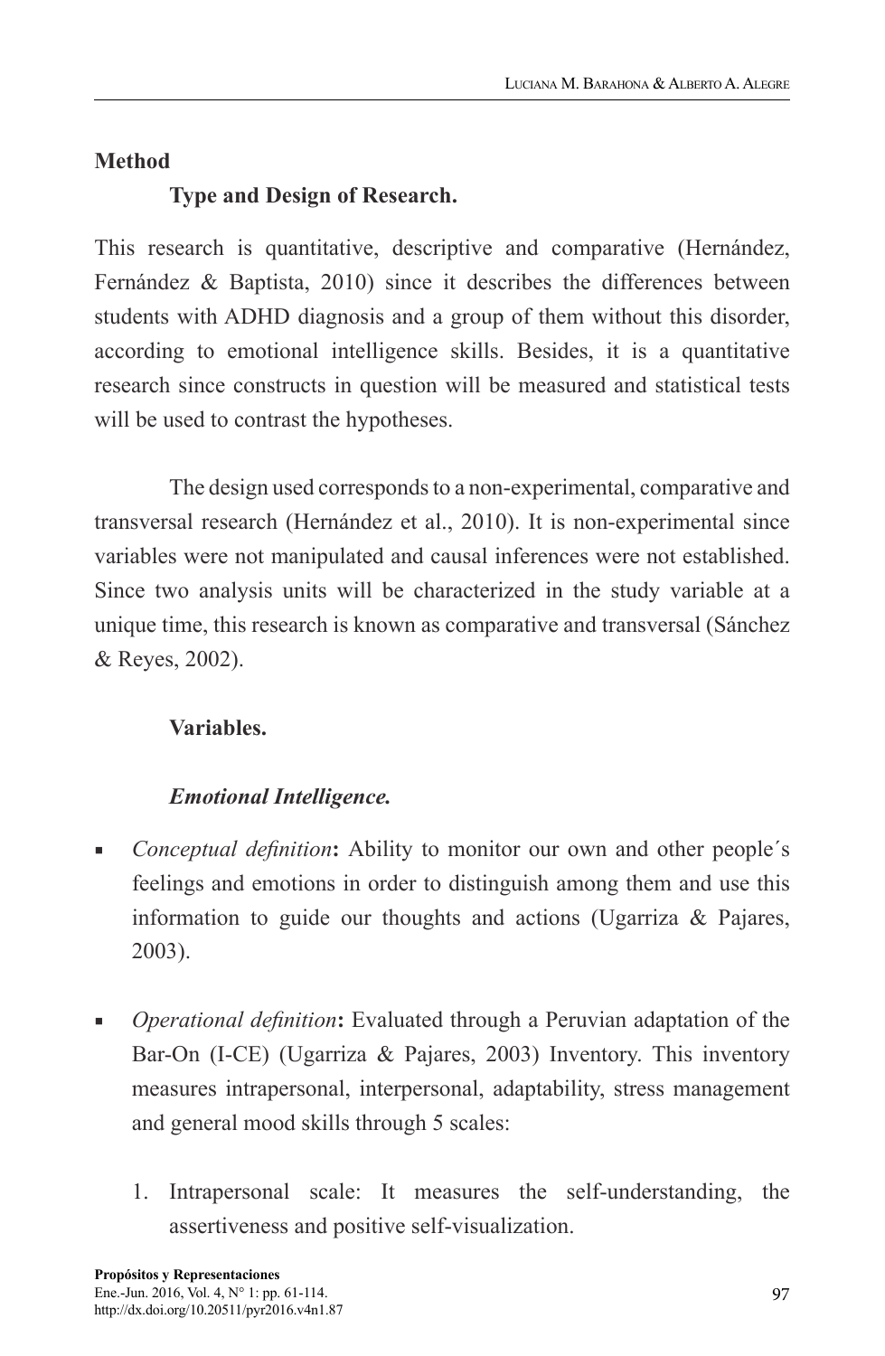## Method

### Type and Design of Research.

This research is quantitative, descriptive and comparative (Hernández, Fernández & Baptista, 2010) since it describes the differences between students with ADHD diagnosis and a group of them without this disorder, according to emotional intelligence skills. Besides, it is a quantitative research since constructs in question will be measured and statistical tests will be used to contrast the hypotheses.

The design used corresponds to a non-experimental, comparative and transversal research (Hernández et al., 2010). It is non-experimental since variables were not manipulated and causal inferences were not established. Since two analysis units will be characterized in the study variable at a unique time, this research is known as comparative and transversal (Sánchez & Reyes, 2002).

### Variables.

#### *Emotional Intelligence.*

- *Conceptual definition*: Ability to monitor our own and other people´s feelings and emotions in order to distinguish among them and use this information to guide our thoughts and actions (Ugarriza & Pajares, 2003).

- *Operational definition*: Evaluated through a Peruvian adaptation of the Bar-On (I-CE) (Ugarriza & Pajares, 2003) Inventory. This inventory measures intrapersonal, interpersonal, adaptability, stress management and general mood skills through 5 scales:

    1. Intrapersonal scale: It measures the self-understanding, the assertiveness and positive self-visualization.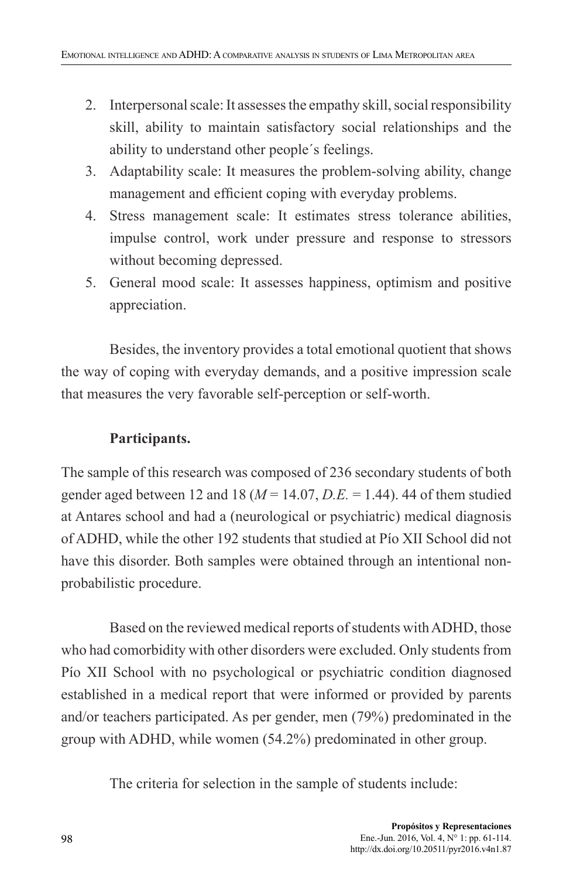2. Interpersonal scale: It assesses the empathy skill, social responsibility skill, ability to maintain satisfactory social relationships and the ability to understand other people´s feelings.
3. Adaptability scale: It measures the problem-solving ability, change management and efficient coping with everyday problems.
4. Stress management scale: It estimates stress tolerance abilities, impulse control, work under pressure and response to stressors without becoming depressed.
5. General mood scale: It assesses happiness, optimism and positive appreciation.

Besides, the inventory provides a total emotional quotient that shows the way of coping with everyday demands, and a positive impression scale that measures the very favorable self-perception or self-worth.

**Participants.**

The sample of this research was composed of 236 secondary students of both gender aged between 12 and 18 ($M$ = 14.07, *D.E.* = 1.44). 44 of them studied at Antares school and had a (neurological or psychiatric) medical diagnosis of ADHD, while the other 192 students that studied at Pío XII School did not have this disorder. Both samples were obtained through an intentional non-probabilistic procedure.

Based on the reviewed medical reports of students with ADHD, those who had comorbidity with other disorders were excluded. Only students from Pío XII School with no psychological or psychiatric condition diagnosed established in a medical report that were informed or provided by parents and/or teachers participated. As per gender, men (79%) predominated in the group with ADHD, while women (54.2%) predominated in other group.

The criteria for selection in the sample of students include: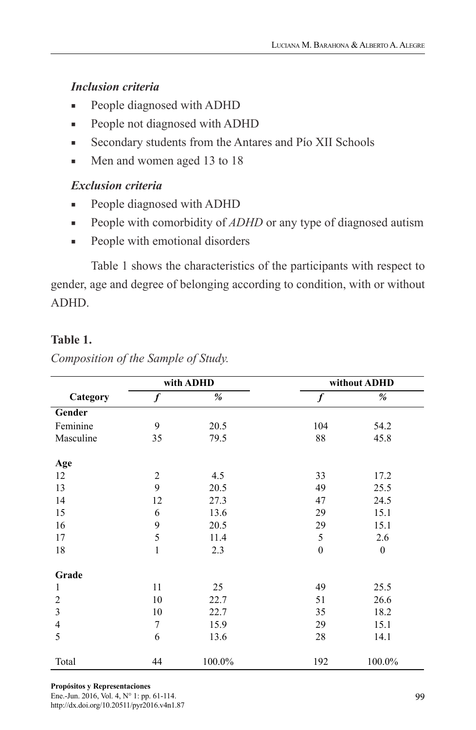### *Inclusion criteria*

- People diagnosed with ADHD
- People not diagnosed with ADHD
- Secondary students from the Antares and Pío XII Schools
- Men and women aged 13 to 18

### *Exclusion criteria*

- People diagnosed with ADHD
- People with comorbidity of *ADHD* or any type of diagnosed autism
- People with emotional disorders

Table 1 shows the characteristics of the participants with respect to gender, age and degree of belonging according to condition, with or without ADHD.

**Table 1.**

*Composition of the Sample of Study.*

| | with ADHD | | without ADHD | |
|---|---|---|---|---|
| **Category** | ***f*** | ***%*** | ***f*** | ***%*** |
| **Gender** | | | | |
| Feminine | 9 | 20.5 | 104 | 54.2 |
| Masculine | 35 | 79.5 | 88 | 45.8 |
| **Age** | | | | |
| 12 | 2 | 4.5 | 33 | 17.2 |
| 13 | 9 | 20.5 | 49 | 25.5 |
| 14 | 12 | 27.3 | 47 | 24.5 |
| 15 | 6 | 13.6 | 29 | 15.1 |
| 16 | 9 | 20.5 | 29 | 15.1 |
| 17 | 5 | 11.4 | 5 | 2.6 |
| 18 | 1 | 2.3 | 0 | 0 |
| **Grade** | | | | |
| 1 | 11 | 25 | 49 | 25.5 |
| 2 | 10 | 22.7 | 51 | 26.6 |
| 3 | 10 | 22.7 | 35 | 18.2 |
| 4 | 7 | 15.9 | 29 | 15.1 |
| 5 | 6 | 13.6 | 28 | 14.1 |
| Total | 44 | 100.0% | 192 | 100.0% |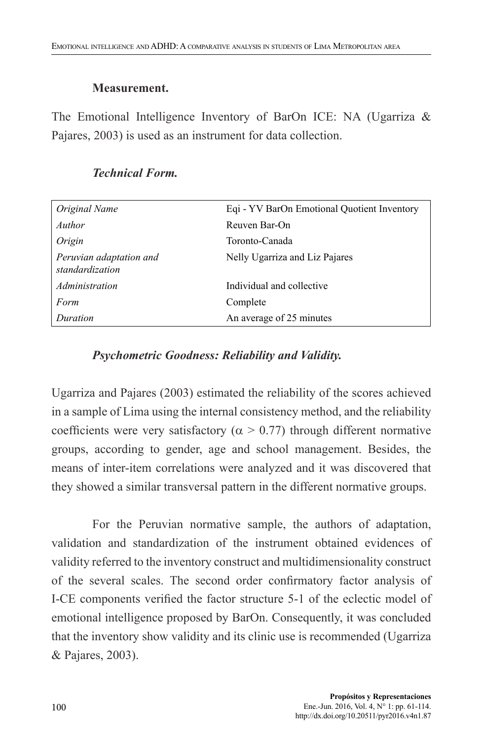### Measurement.

The Emotional Intelligence Inventory of BarOn ICE: NA (Ugarriza & Pajares, 2003) is used as an instrument for data collection.

#### *Technical Form.*

| | |
|---|---|
| *Original Name* | Eqi - YV BarOn Emotional Quotient Inventory |
| *Author* | Reuven Bar-On |
| *Origin* | Toronto-Canada |
| *Peruvian adaptation and standardization* | Nelly Ugarriza and Liz Pajares |
| *Administration* | Individual and collective |
| *Form* | Complete |
| *Duration* | An average of 25 minutes |

#### *Psychometric Goodness: Reliability and Validity.*

Ugarriza and Pajares (2003) estimated the reliability of the scores achieved in a sample of Lima using the internal consistency method, and the reliability coefficients were very satisfactory ($\alpha > 0.77$) through different normative groups, according to gender, age and school management. Besides, the means of inter-item correlations were analyzed and it was discovered that they showed a similar transversal pattern in the different normative groups.

For the Peruvian normative sample, the authors of adaptation, validation and standardization of the instrument obtained evidences of validity referred to the inventory construct and multidimensionality construct of the several scales. The second order confirmatory factor analysis of I-CE components verified the factor structure 5-1 of the eclectic model of emotional intelligence proposed by BarOn. Consequently, it was concluded that the inventory show validity and its clinic use is recommended (Ugarriza & Pajares, 2003).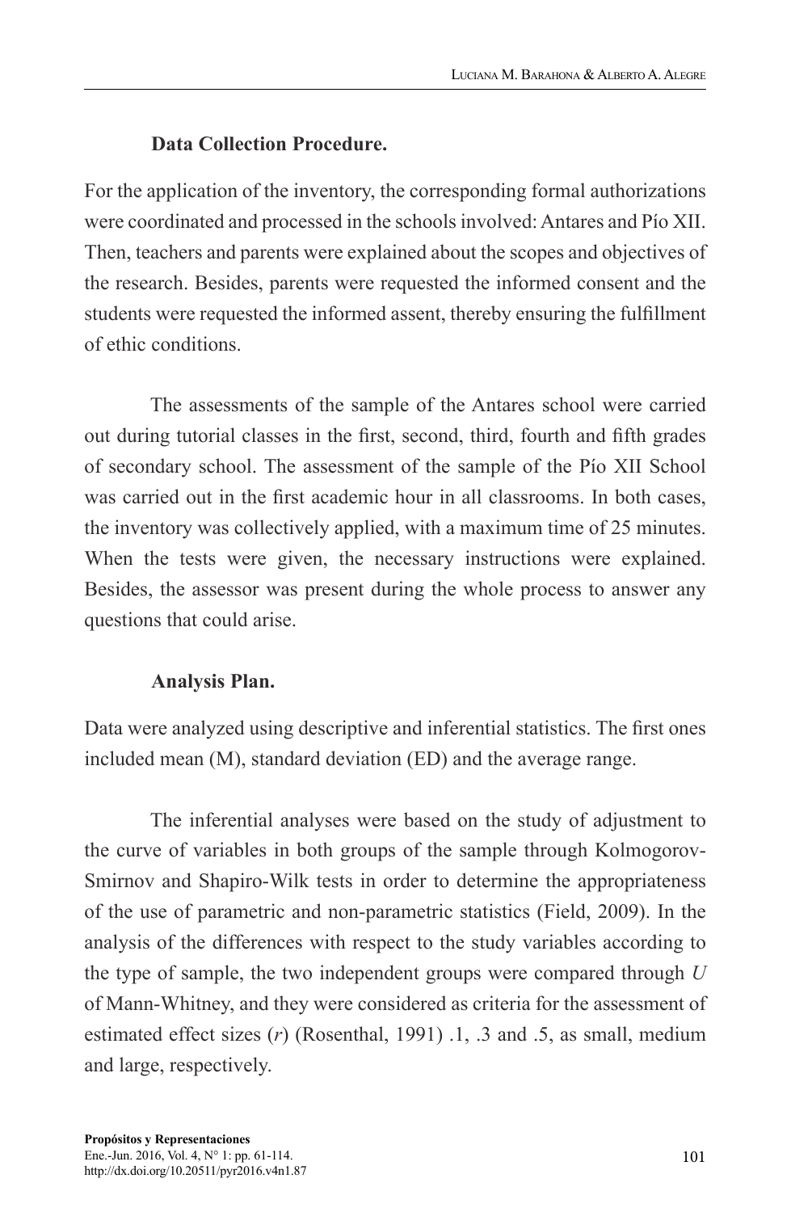**Data Collection Procedure.**

For the application of the inventory, the corresponding formal authorizations were coordinated and processed in the schools involved: Antares and Pío XII. Then, teachers and parents were explained about the scopes and objectives of the research. Besides, parents were requested the informed consent and the students were requested the informed assent, thereby ensuring the fulfillment of ethic conditions.

The assessments of the sample of the Antares school were carried out during tutorial classes in the first, second, third, fourth and fifth grades of secondary school. The assessment of the sample of the Pío XII School was carried out in the first academic hour in all classrooms. In both cases, the inventory was collectively applied, with a maximum time of 25 minutes. When the tests were given, the necessary instructions were explained. Besides, the assessor was present during the whole process to answer any questions that could arise.

**Analysis Plan.**

Data were analyzed using descriptive and inferential statistics. The first ones included mean (M), standard deviation (ED) and the average range.

The inferential analyses were based on the study of adjustment to the curve of variables in both groups of the sample through Kolmogorov-Smirnov and Shapiro-Wilk tests in order to determine the appropriateness of the use of parametric and non-parametric statistics (Field, 2009). In the analysis of the differences with respect to the study variables according to the type of sample, the two independent groups were compared through *U* of Mann-Whitney, and they were considered as criteria for the assessment of estimated effect sizes (*r*) (Rosenthal, 1991) .1, .3 and .5, as small, medium and large, respectively.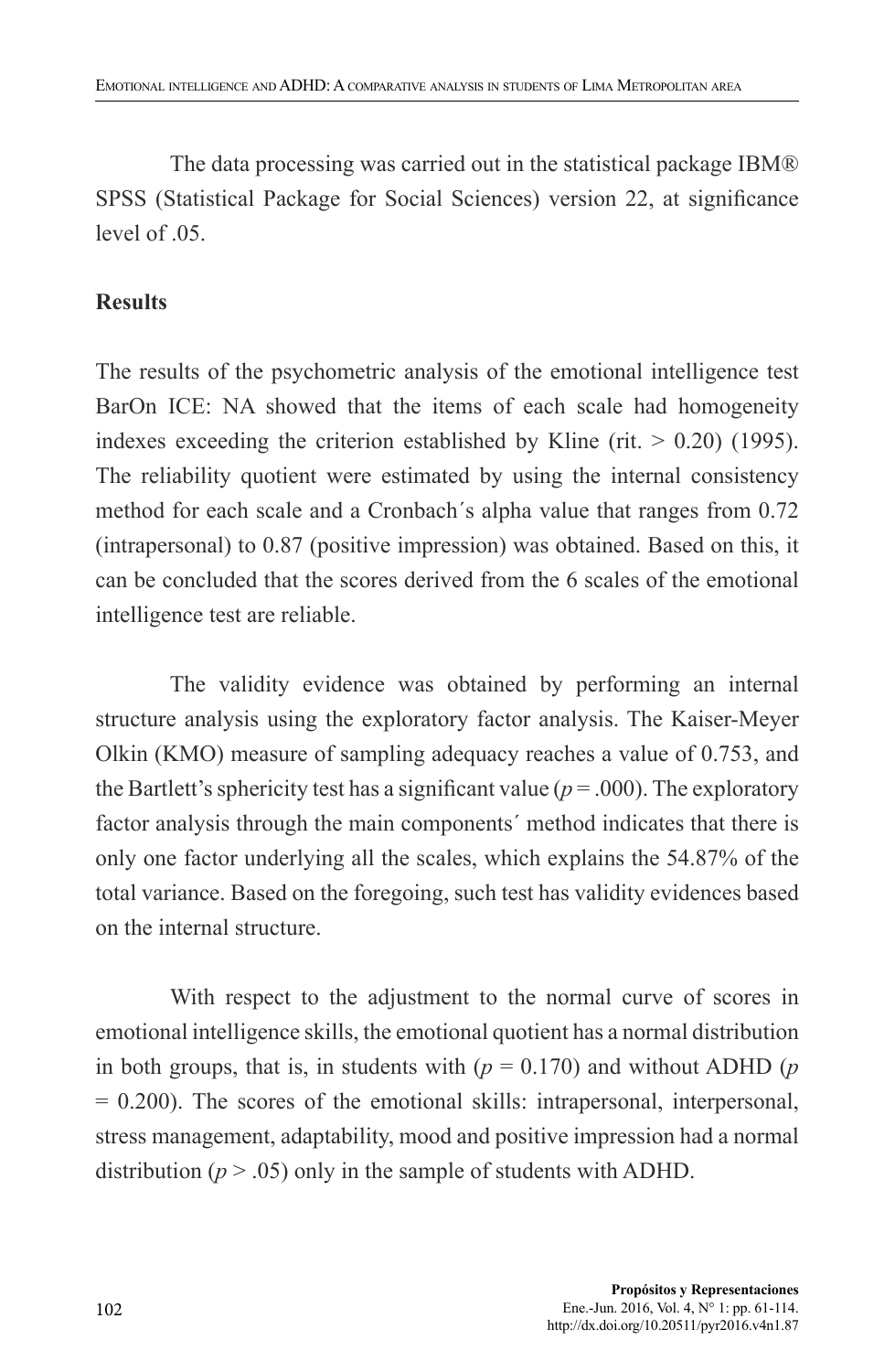The data processing was carried out in the statistical package IBM® SPSS (Statistical Package for Social Sciences) version 22, at significance level of .05.

**Results**

The results of the psychometric analysis of the emotional intelligence test BarOn ICE: NA showed that the items of each scale had homogeneity indexes exceeding the criterion established by Kline (rit. > 0.20) (1995). The reliability quotient were estimated by using the internal consistency method for each scale and a Cronbach´s alpha value that ranges from 0.72 (intrapersonal) to 0.87 (positive impression) was obtained. Based on this, it can be concluded that the scores derived from the 6 scales of the emotional intelligence test are reliable.

The validity evidence was obtained by performing an internal structure analysis using the exploratory factor analysis. The Kaiser-Meyer Olkin (KMO) measure of sampling adequacy reaches a value of 0.753, and the Bartlett's sphericity test has a significant value ($p = .000$). The exploratory factor analysis through the main components´ method indicates that there is only one factor underlying all the scales, which explains the 54.87% of the total variance. Based on the foregoing, such test has validity evidences based on the internal structure.

With respect to the adjustment to the normal curve of scores in emotional intelligence skills, the emotional quotient has a normal distribution in both groups, that is, in students with ($p = 0.170$) and without ADHD ($p = 0.200$). The scores of the emotional skills: intrapersonal, interpersonal, stress management, adaptability, mood and positive impression had a normal distribution ($p > .05$) only in the sample of students with ADHD.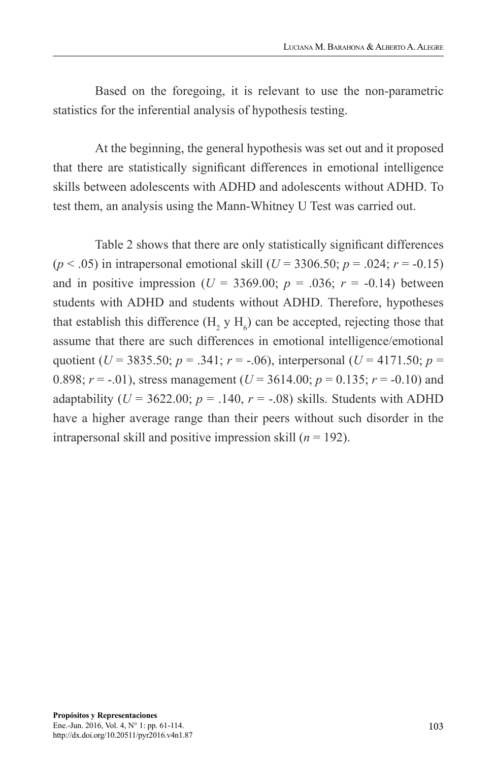Based on the foregoing, it is relevant to use the non-parametric statistics for the inferential analysis of hypothesis testing.

At the beginning, the general hypothesis was set out and it proposed that there are statistically significant differences in emotional intelligence skills between adolescents with ADHD and adolescents without ADHD. To test them, an analysis using the Mann-Whitney U Test was carried out.

Table 2 shows that there are only statistically significant differences ($p < .05$) in intrapersonal emotional skill ($U = 3306.50$; $p = .024$; $r = -0.15$) and in positive impression ($U = 3369.00$; $p = .036$; $r = -0.14$) between students with ADHD and students without ADHD. Therefore, hypotheses that establish this difference ($H_2$ y $H_6$) can be accepted, rejecting those that assume that there are such differences in emotional intelligence/emotional quotient ($U = 3835.50$; $p = .341$; $r = -.06$), interpersonal ($U = 4171.50$; $p = 0.898$; $r = -.01$), stress management ($U = 3614.00$; $p = 0.135$; $r = -0.10$) and adaptability ($U = 3622.00$; $p = .140$, $r = -.08$) skills. Students with ADHD have a higher average range than their peers without such disorder in the intrapersonal skill and positive impression skill ($n = 192$).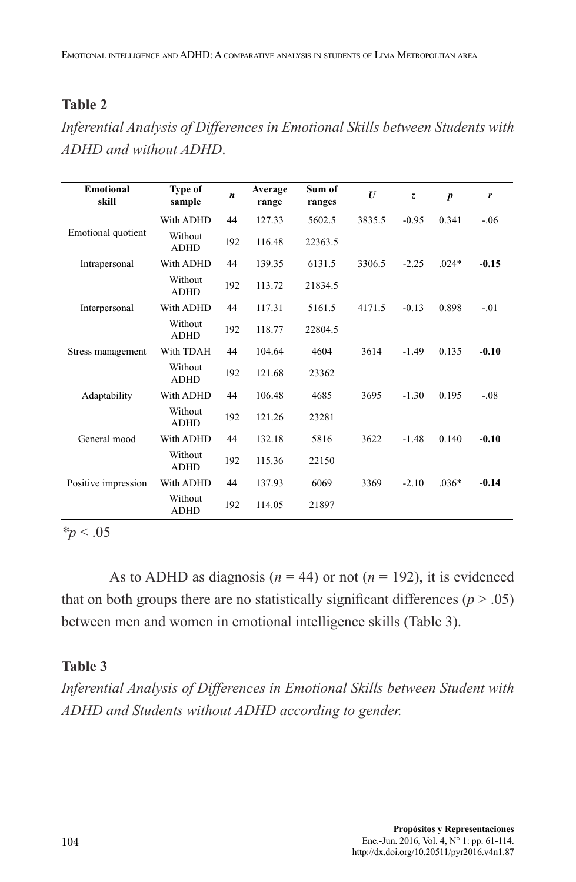**Table 2**

*Inferential Analysis of Differences in Emotional Skills between Students with ADHD and without ADHD*.

| Emotional skill | Type of sample | *n* | Average range | Sum of ranges | *U* | *z* | *p* | *r* |
|---|---|---|---|---|---|---|---|---|
| Emotional quotient | With ADHD | 44 | 127.33 | 5602.5 | 3835.5 | -0.95 | 0.341 | -.06 |
| | Without ADHD | 192 | 116.48 | 22363.5 | | | | |
| Intrapersonal | With ADHD | 44 | 139.35 | 6131.5 | 3306.5 | -2.25 | .024* | **-0.15** |
| | Without ADHD | 192 | 113.72 | 21834.5 | | | | |
| Interpersonal | With ADHD | 44 | 117.31 | 5161.5 | 4171.5 | -0.13 | 0.898 | -.01 |
| | Without ADHD | 192 | 118.77 | 22804.5 | | | | |
| Stress management | With TDAH | 44 | 104.64 | 4604 | 3614 | -1.49 | 0.135 | **-0.10** |
| | Without ADHD | 192 | 121.68 | 23362 | | | | |
| Adaptability | With ADHD | 44 | 106.48 | 4685 | 3695 | -1.30 | 0.195 | -.08 |
| | Without ADHD | 192 | 121.26 | 23281 | | | | |
| General mood | With ADHD | 44 | 132.18 | 5816 | 3622 | -1.48 | 0.140 | **-0.10** |
| | Without ADHD | 192 | 115.36 | 22150 | | | | |
| Positive impression | With ADHD | 44 | 137.93 | 6069 | 3369 | -2.10 | .036* | **-0.14** |
| | Without ADHD | 192 | 114.05 | 21897 | | | | |

*$p < .05$

As to ADHD as diagnosis ($n = 44$) or not ($n = 192$), it is evidenced that on both groups there are no statistically significant differences ($p > .05$) between men and women in emotional intelligence skills (Table 3).

**Table 3**

*Inferential Analysis of Differences in Emotional Skills between Student with ADHD and Students without ADHD according to gender.*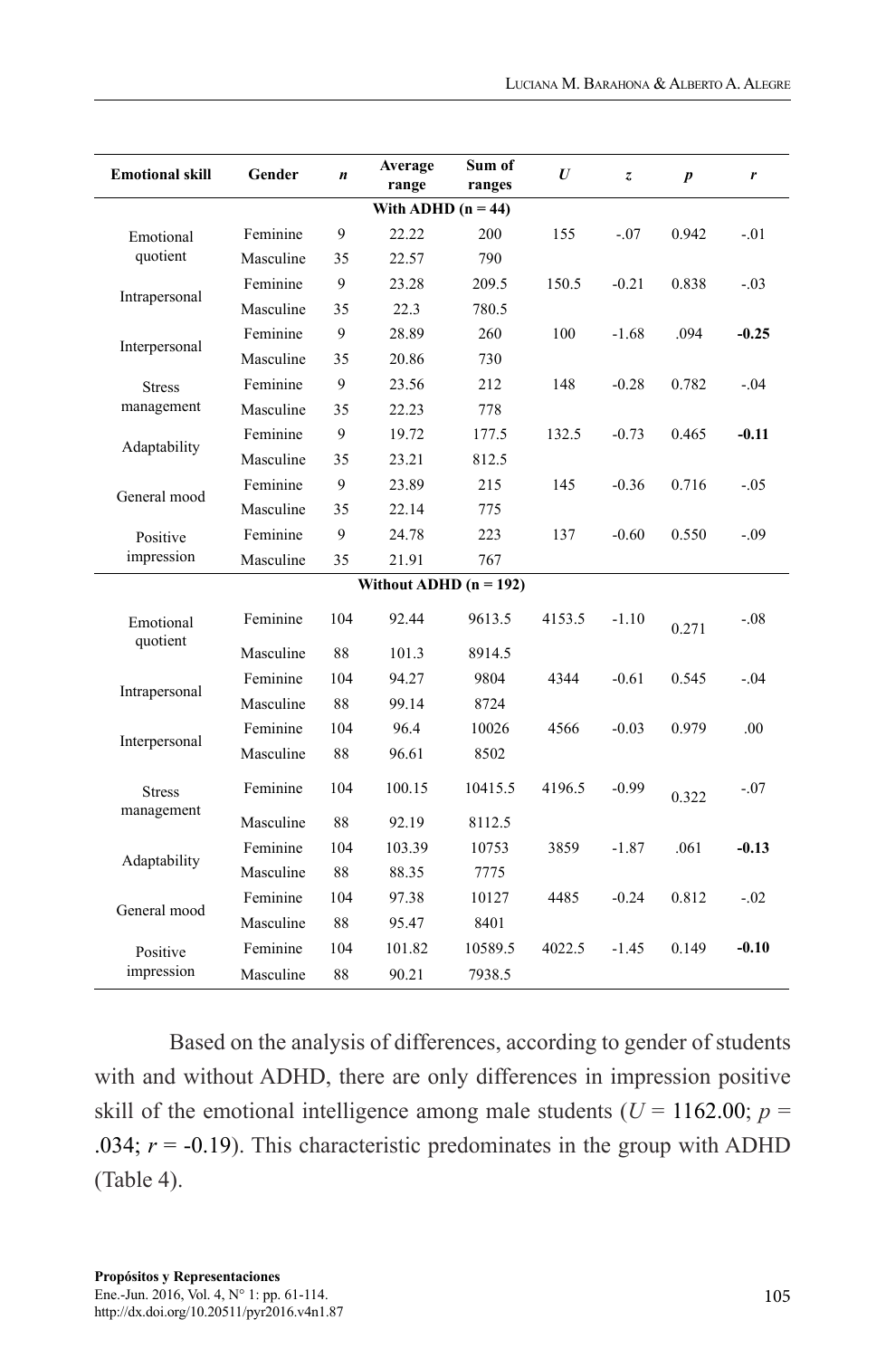| Emotional skill | Gender | *n* | Average range | Sum of ranges | *U* | *z* | *p* | *r* |
|---|---|---|---|---|---|---|---|---|
| **With ADHD (n = 44)** | | | | | | | | |
| Emotional quotient | Feminine | 9 | 22.22 | 200 | 155 | -.07 | 0.942 | -.01 |
| | Masculine | 35 | 22.57 | 790 | | | | |
| Intrapersonal | Feminine | 9 | 23.28 | 209.5 | 150.5 | -0.21 | 0.838 | -.03 |
| | Masculine | 35 | 22.3 | 780.5 | | | | |
| Interpersonal | Feminine | 9 | 28.89 | 260 | 100 | -1.68 | .094 | **-0.25** |
| | Masculine | 35 | 20.86 | 730 | | | | |
| Stress management | Feminine | 9 | 23.56 | 212 | 148 | -0.28 | 0.782 | -.04 |
| | Masculine | 35 | 22.23 | 778 | | | | |
| Adaptability | Feminine | 9 | 19.72 | 177.5 | 132.5 | -0.73 | 0.465 | **-0.11** |
| | Masculine | 35 | 23.21 | 812.5 | | | | |
| General mood | Feminine | 9 | 23.89 | 215 | 145 | -0.36 | 0.716 | -.05 |
| | Masculine | 35 | 22.14 | 775 | | | | |
| Positive impression | Feminine | 9 | 24.78 | 223 | 137 | -0.60 | 0.550 | -.09 |
| | Masculine | 35 | 21.91 | 767 | | | | |
| **Without ADHD (n = 192)** | | | | | | | | |
| Emotional quotient | Feminine | 104 | 92.44 | 9613.5 | 4153.5 | -1.10 | 0.271 | -.08 |
| | Masculine | 88 | 101.3 | 8914.5 | | | | |
| Intrapersonal | Feminine | 104 | 94.27 | 9804 | 4344 | -0.61 | 0.545 | -.04 |
| | Masculine | 88 | 99.14 | 8724 | | | | |
| Interpersonal | Feminine | 104 | 96.4 | 10026 | 4566 | -0.03 | 0.979 | .00 |
| | Masculine | 88 | 96.61 | 8502 | | | | |
| Stress management | Feminine | 104 | 100.15 | 10415.5 | 4196.5 | -0.99 | 0.322 | -.07 |
| | Masculine | 88 | 92.19 | 8112.5 | | | | |
| Adaptability | Feminine | 104 | 103.39 | 10753 | 3859 | -1.87 | .061 | **-0.13** |
| | Masculine | 88 | 88.35 | 7775 | | | | |
| General mood | Feminine | 104 | 97.38 | 10127 | 4485 | -0.24 | 0.812 | -.02 |
| | Masculine | 88 | 95.47 | 8401 | | | | |
| Positive impression | Feminine | 104 | 101.82 | 10589.5 | 4022.5 | -1.45 | 0.149 | **-0.10** |
| | Masculine | 88 | 90.21 | 7938.5 | | | | |

Based on the analysis of differences, according to gender of students with and without ADHD, there are only differences in impression positive skill of the emotional intelligence among male students ($U$ = 1162.00; $p$ = .034; $r$ = -0.19). This characteristic predominates in the group with ADHD (Table 4).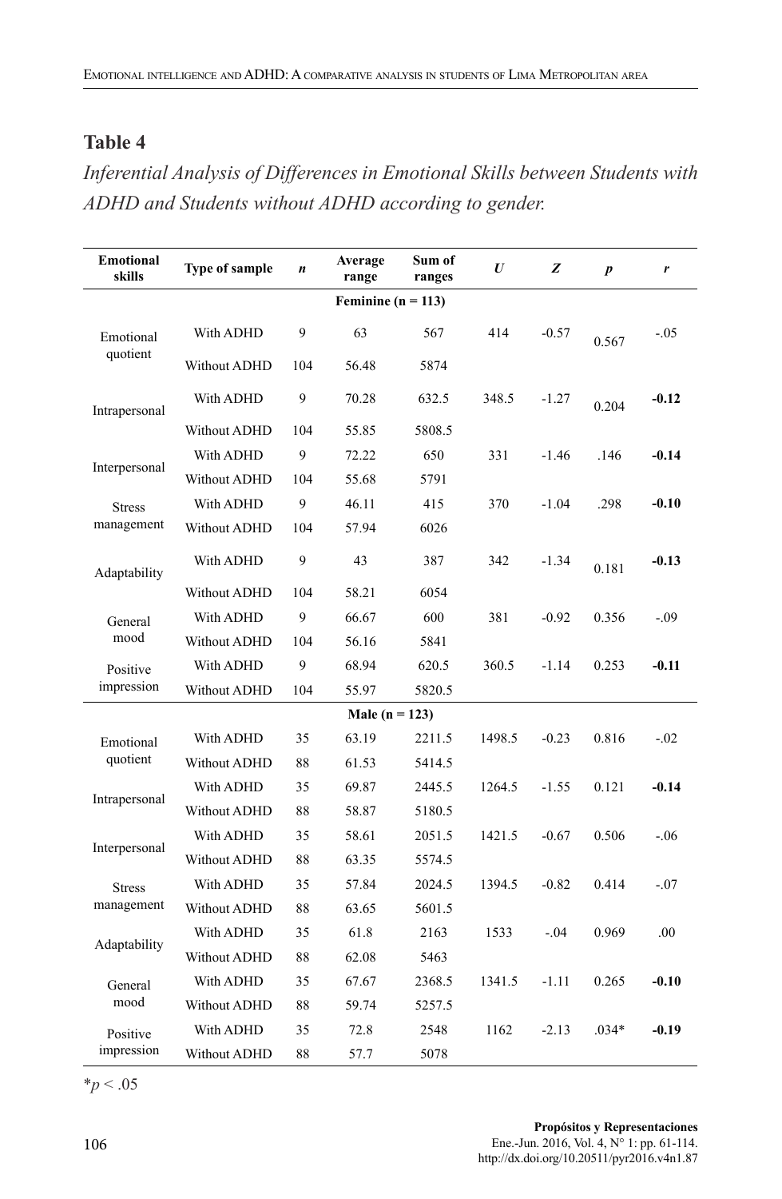**Table 4**

*Inferential Analysis of Differences in Emotional Skills between Students with ADHD and Students without ADHD according to gender.*

| Emotional skills | Type of sample | *n* | Average range | Sum of ranges | *U* | *Z* | *p* | *r* |
|---|---|---|---|---|---|---|---|---|
| | | | **Feminine (n = 113)** | | | | | |
| Emotional quotient | With ADHD | 9 | 63 | 567 | 414 | -0.57 | 0.567 | -.05 |
| | Without ADHD | 104 | 56.48 | 5874 | | | | |
| Intrapersonal | With ADHD | 9 | 70.28 | 632.5 | 348.5 | -1.27 | 0.204 | **-0.12** |
| | Without ADHD | 104 | 55.85 | 5808.5 | | | | |
| Interpersonal | With ADHD | 9 | 72.22 | 650 | 331 | -1.46 | .146 | **-0.14** |
| | Without ADHD | 104 | 55.68 | 5791 | | | | |
| Stress management | With ADHD | 9 | 46.11 | 415 | 370 | -1.04 | .298 | **-0.10** |
| | Without ADHD | 104 | 57.94 | 6026 | | | | |
| Adaptability | With ADHD | 9 | 43 | 387 | 342 | -1.34 | 0.181 | **-0.13** |
| | Without ADHD | 104 | 58.21 | 6054 | | | | |
| General mood | With ADHD | 9 | 66.67 | 600 | 381 | -0.92 | 0.356 | -.09 |
| | Without ADHD | 104 | 56.16 | 5841 | | | | |
| Positive impression | With ADHD | 9 | 68.94 | 620.5 | 360.5 | -1.14 | 0.253 | **-0.11** |
| | Without ADHD | 104 | 55.97 | 5820.5 | | | | |
| | | | **Male (n = 123)** | | | | | |
| Emotional quotient | With ADHD | 35 | 63.19 | 2211.5 | 1498.5 | -0.23 | 0.816 | -.02 |
| | Without ADHD | 88 | 61.53 | 5414.5 | | | | |
| Intrapersonal | With ADHD | 35 | 69.87 | 2445.5 | 1264.5 | -1.55 | 0.121 | **-0.14** |
| | Without ADHD | 88 | 58.87 | 5180.5 | | | | |
| Interpersonal | With ADHD | 35 | 58.61 | 2051.5 | 1421.5 | -0.67 | 0.506 | -.06 |
| | Without ADHD | 88 | 63.35 | 5574.5 | | | | |
| Stress management | With ADHD | 35 | 57.84 | 2024.5 | 1394.5 | -0.82 | 0.414 | -.07 |
| | Without ADHD | 88 | 63.65 | 5601.5 | | | | |
| Adaptability | With ADHD | 35 | 61.8 | 2163 | 1533 | -.04 | 0.969 | .00 |
| | Without ADHD | 88 | 62.08 | 5463 | | | | |
| General mood | With ADHD | 35 | 67.67 | 2368.5 | 1341.5 | -1.11 | 0.265 | **-0.10** |
| | Without ADHD | 88 | 59.74 | 5257.5 | | | | |
| Positive impression | With ADHD | 35 | 72.8 | 2548 | 1162 | -2.13 | .034* | **-0.19** |
| | Without ADHD | 88 | 57.7 | 5078 | | | | |

*$p < .05$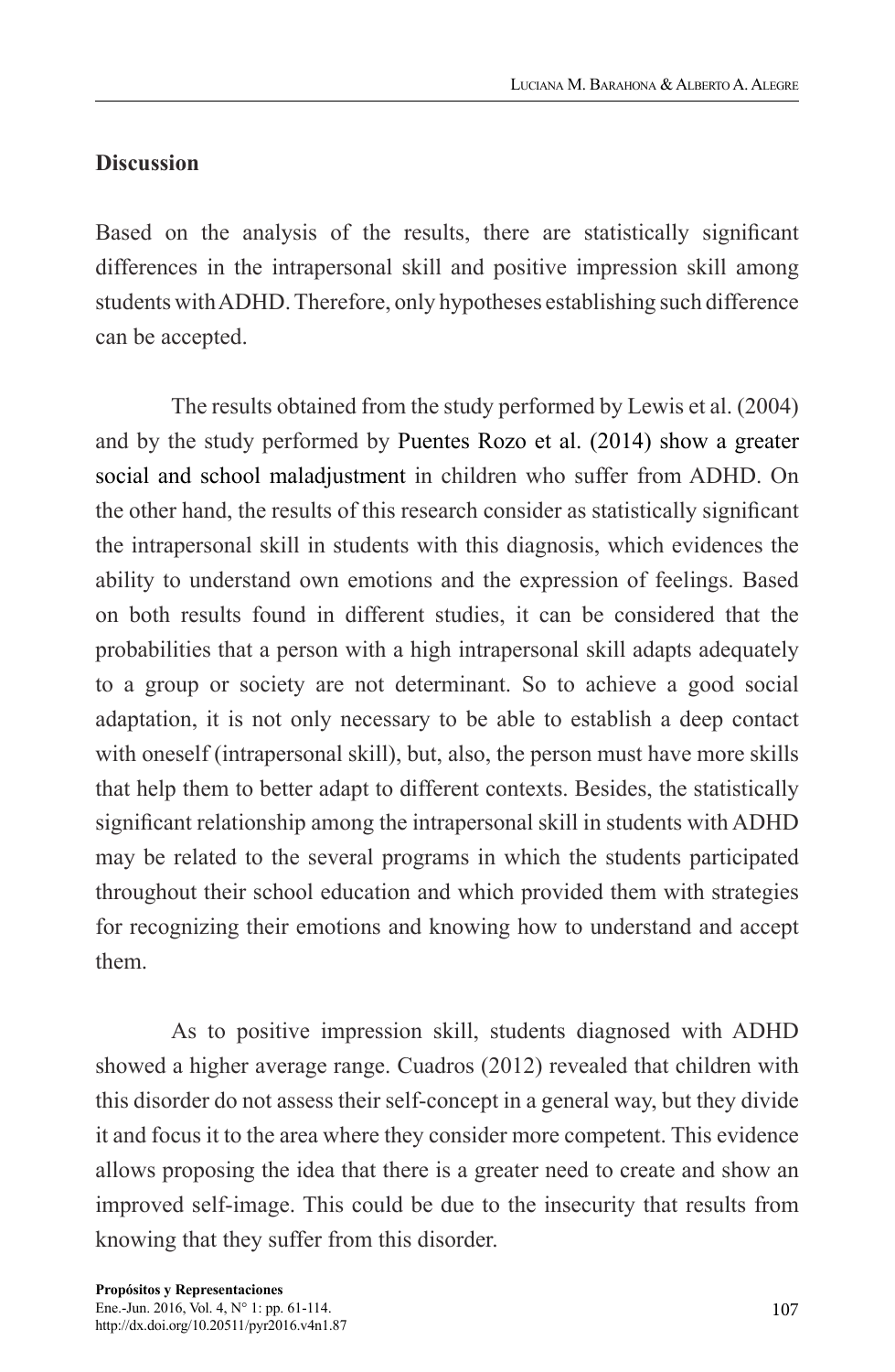## Discussion

Based on the analysis of the results, there are statistically significant differences in the intrapersonal skill and positive impression skill among students with ADHD. Therefore, only hypotheses establishing such difference can be accepted.

The results obtained from the study performed by Lewis et al. (2004) and by the study performed by Puentes Rozo et al. (2014) show a greater social and school maladjustment in children who suffer from ADHD. On the other hand, the results of this research consider as statistically significant the intrapersonal skill in students with this diagnosis, which evidences the ability to understand own emotions and the expression of feelings. Based on both results found in different studies, it can be considered that the probabilities that a person with a high intrapersonal skill adapts adequately to a group or society are not determinant. So to achieve a good social adaptation, it is not only necessary to be able to establish a deep contact with oneself (intrapersonal skill), but, also, the person must have more skills that help them to better adapt to different contexts. Besides, the statistically significant relationship among the intrapersonal skill in students with ADHD may be related to the several programs in which the students participated throughout their school education and which provided them with strategies for recognizing their emotions and knowing how to understand and accept them.

As to positive impression skill, students diagnosed with ADHD showed a higher average range. Cuadros (2012) revealed that children with this disorder do not assess their self-concept in a general way, but they divide it and focus it to the area where they consider more competent. This evidence allows proposing the idea that there is a greater need to create and show an improved self-image. This could be due to the insecurity that results from knowing that they suffer from this disorder.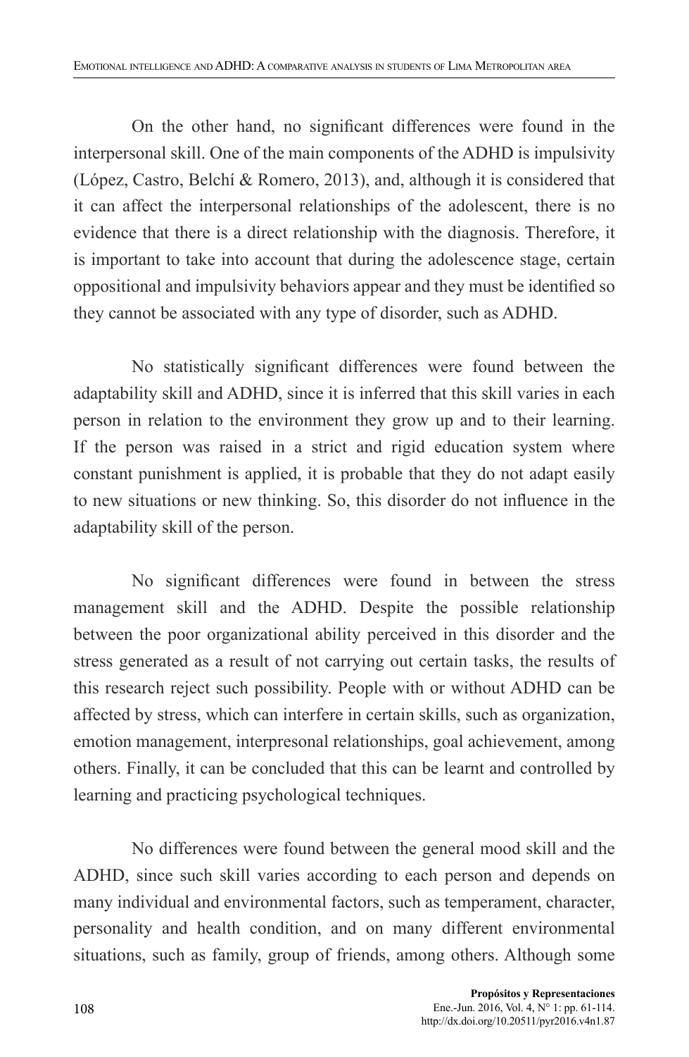On the other hand, no significant differences were found in the interpersonal skill. One of the main components of the ADHD is impulsivity (López, Castro, Belchí & Romero, 2013), and, although it is considered that it can affect the interpersonal relationships of the adolescent, there is no evidence that there is a direct relationship with the diagnosis. Therefore, it is important to take into account that during the adolescence stage, certain oppositional and impulsivity behaviors appear and they must be identified so they cannot be associated with any type of disorder, such as ADHD.

No statistically significant differences were found between the adaptability skill and ADHD, since it is inferred that this skill varies in each person in relation to the environment they grow up and to their learning. If the person was raised in a strict and rigid education system where constant punishment is applied, it is probable that they do not adapt easily to new situations or new thinking. So, this disorder do not influence in the adaptability skill of the person.

No significant differences were found in between the stress management skill and the ADHD. Despite the possible relationship between the poor organizational ability perceived in this disorder and the stress generated as a result of not carrying out certain tasks, the results of this research reject such possibility. People with or without ADHD can be affected by stress, which can interfere in certain skills, such as organization, emotion management, interpresonal relationships, goal achievement, among others. Finally, it can be concluded that this can be learnt and controlled by learning and practicing psychological techniques.

No differences were found between the general mood skill and the ADHD, since such skill varies according to each person and depends on many individual and environmental factors, such as temperament, character, personality and health condition, and on many different environmental situations, such as family, group of friends, among others. Although some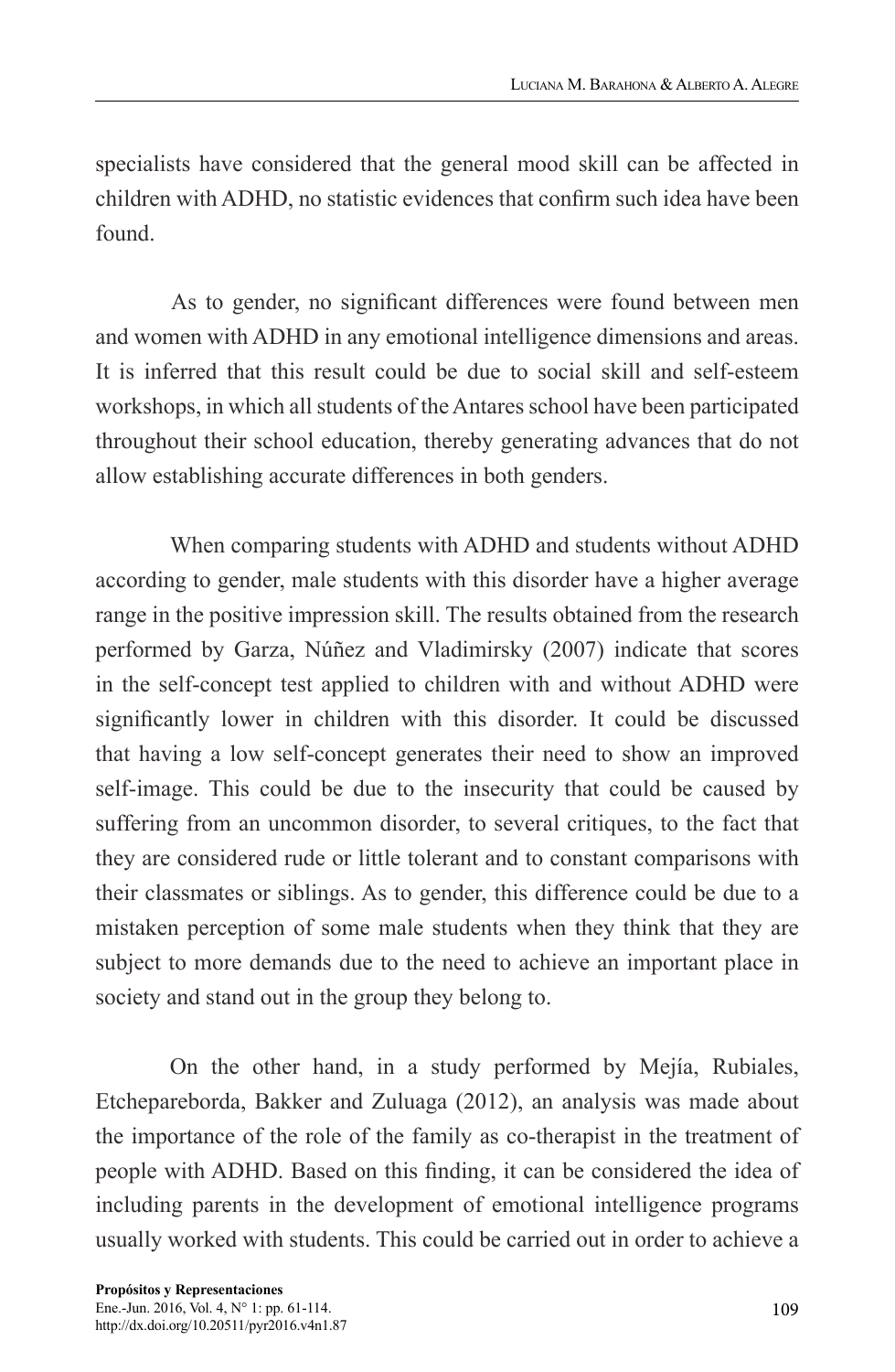specialists have considered that the general mood skill can be affected in children with ADHD, no statistic evidences that confirm such idea have been found.

As to gender, no significant differences were found between men and women with ADHD in any emotional intelligence dimensions and areas. It is inferred that this result could be due to social skill and self-esteem workshops, in which all students of the Antares school have been participated throughout their school education, thereby generating advances that do not allow establishing accurate differences in both genders.

When comparing students with ADHD and students without ADHD according to gender, male students with this disorder have a higher average range in the positive impression skill. The results obtained from the research performed by Garza, Núñez and Vladimirsky (2007) indicate that scores in the self-concept test applied to children with and without ADHD were significantly lower in children with this disorder. It could be discussed that having a low self-concept generates their need to show an improved self-image. This could be due to the insecurity that could be caused by suffering from an uncommon disorder, to several critiques, to the fact that they are considered rude or little tolerant and to constant comparisons with their classmates or siblings. As to gender, this difference could be due to a mistaken perception of some male students when they think that they are subject to more demands due to the need to achieve an important place in society and stand out in the group they belong to.

On the other hand, in a study performed by Mejía, Rubiales, Etchepareborda, Bakker and Zuluaga (2012), an analysis was made about the importance of the role of the family as co-therapist in the treatment of people with ADHD. Based on this finding, it can be considered the idea of including parents in the development of emotional intelligence programs usually worked with students. This could be carried out in order to achieve a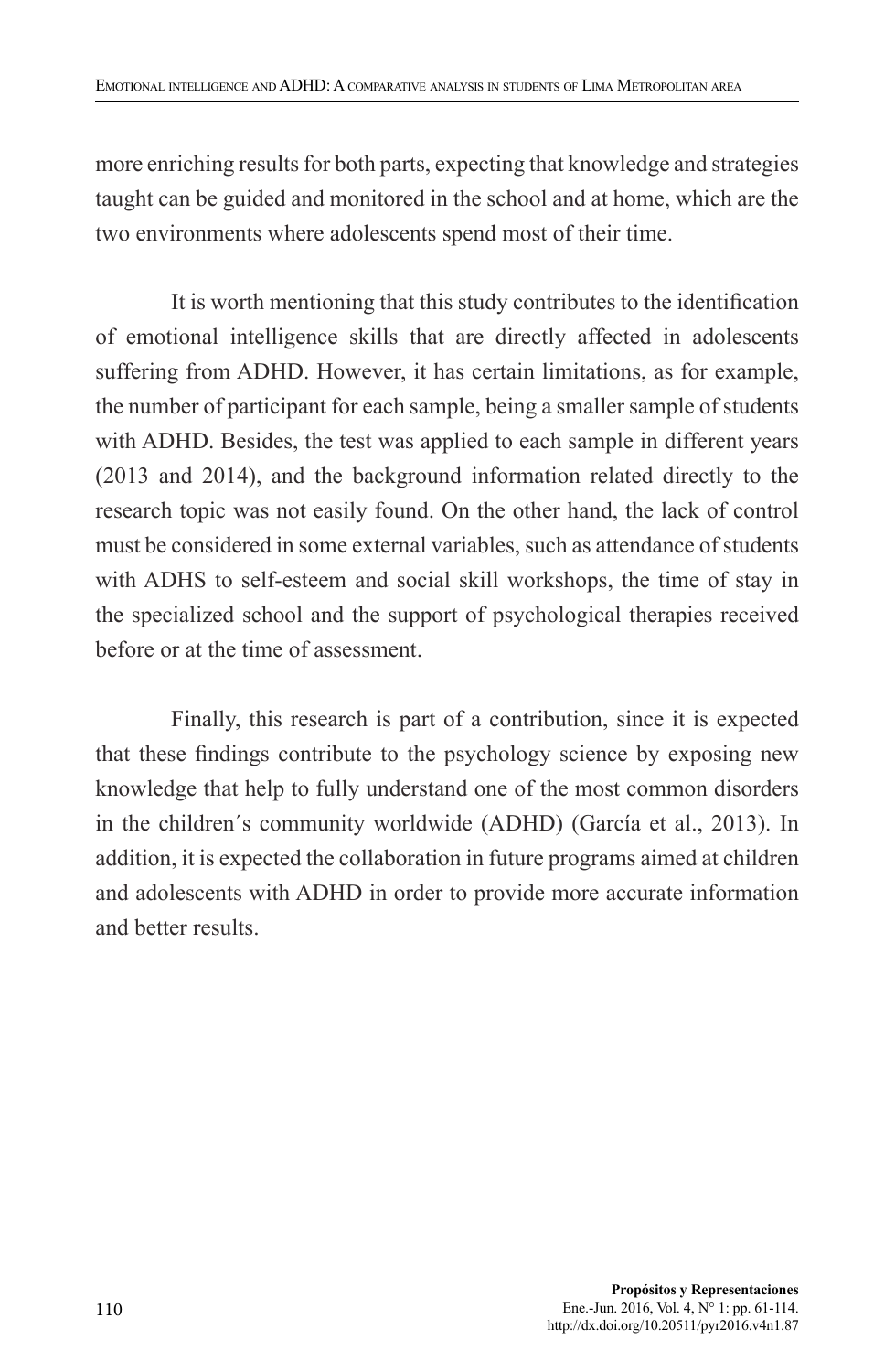more enriching results for both parts, expecting that knowledge and strategies taught can be guided and monitored in the school and at home, which are the two environments where adolescents spend most of their time.

It is worth mentioning that this study contributes to the identification of emotional intelligence skills that are directly affected in adolescents suffering from ADHD. However, it has certain limitations, as for example, the number of participant for each sample, being a smaller sample of students with ADHD. Besides, the test was applied to each sample in different years (2013 and 2014), and the background information related directly to the research topic was not easily found. On the other hand, the lack of control must be considered in some external variables, such as attendance of students with ADHS to self-esteem and social skill workshops, the time of stay in the specialized school and the support of psychological therapies received before or at the time of assessment.

Finally, this research is part of a contribution, since it is expected that these findings contribute to the psychology science by exposing new knowledge that help to fully understand one of the most common disorders in the children´s community worldwide (ADHD) (García et al., 2013). In addition, it is expected the collaboration in future programs aimed at children and adolescents with ADHD in order to provide more accurate information and better results.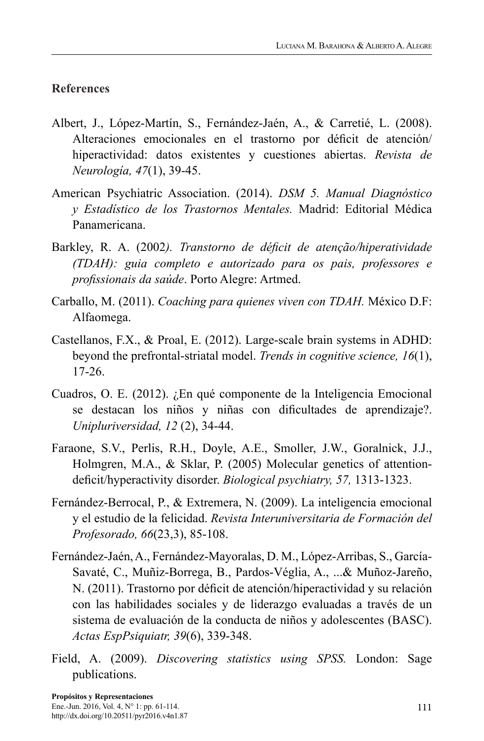## References

Albert, J., López-Martín, S., Fernández-Jaén, A., & Carretié, L. (2008). Alteraciones emocionales en el trastorno por déficit de atención/hiperactividad: datos existentes y cuestiones abiertas. *Revista de Neurología, 47*(1), 39-45.

American Psychiatric Association. (2014). *DSM 5. Manual Diagnóstico y Estadístico de los Trastornos Mentales.* Madrid: Editorial Médica Panamericana.

Barkley, R. A. (2002*). Transtorno de déficit de atenção/hiperatividade (TDAH): guia completo e autorizado para os pais, professores e profissionais da saúde*. Porto Alegre: Artmed.

Carballo, M. (2011). *Coaching para quienes viven con TDAH.* México D.F: Alfaomega.

Castellanos, F.X., & Proal, E. (2012). Large-scale brain systems in ADHD: beyond the prefrontal-striatal model. *Trends in cognitive science, 16*(1), 17-26.

Cuadros, O. E. (2012). ¿En qué componente de la Inteligencia Emocional se destacan los niños y niñas con dificultades de aprendizaje?. *Unipluriversidad, 12* (2), 34-44.

Faraone, S.V., Perlis, R.H., Doyle, A.E., Smoller, J.W., Goralnick, J.J., Holmgren, M.A., & Sklar, P. (2005) Molecular genetics of attention-deficit/hyperactivity disorder. *Biological psychiatry, 57,* 1313-1323.

Fernández-Berrocal, P., & Extremera, N. (2009). La inteligencia emocional y el estudio de la felicidad. *Revista Interuniversitaria de Formación del Profesorado, 66*(23,3), 85-108.

Fernández-Jaén, A., Fernández-Mayoralas, D. M., López-Arribas, S., García-Savaté, C., Muñiz-Borrega, B., Pardos-Véglia, A., ...& Muñoz-Jareño, N. (2011). Trastorno por déficit de atención/hiperactividad y su relación con las habilidades sociales y de liderazgo evaluadas a través de un sistema de evaluación de la conducta de niños y adolescentes (BASC). *Actas EspPsiquiatr, 39*(6), 339-348.

Field, A. (2009). *Discovering statistics using SPSS.* London: Sage publications.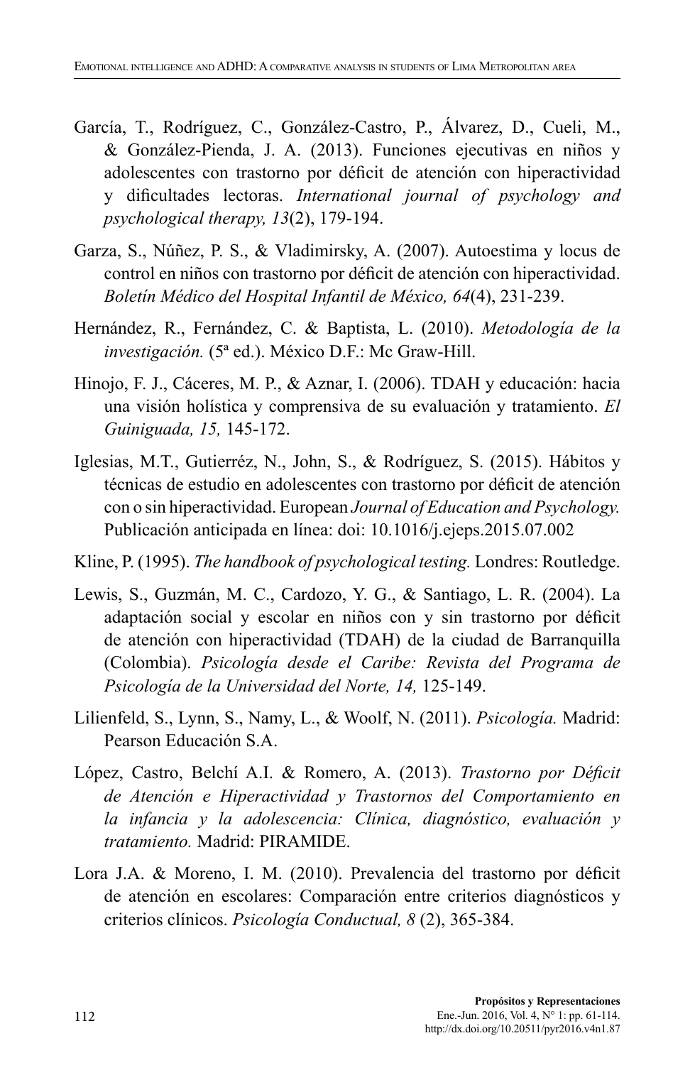García, T., Rodríguez, C., González-Castro, P., Álvarez, D., Cueli, M., & González-Pienda, J. A. (2013). Funciones ejecutivas en niños y adolescentes con trastorno por déficit de atención con hiperactividad y dificultades lectoras. *International journal of psychology and psychological therapy, 13*(2), 179-194.

Garza, S., Núñez, P. S., & Vladimirsky, A. (2007). Autoestima y locus de control en niños con trastorno por déficit de atención con hiperactividad. *Boletín Médico del Hospital Infantil de México, 64*(4), 231-239.

Hernández, R., Fernández, C. & Baptista, L. (2010). *Metodología de la investigación.* (5ª ed.). México D.F.: Mc Graw-Hill.

Hinojo, F. J., Cáceres, M. P., & Aznar, I. (2006). TDAH y educación: hacia una visión holística y comprensiva de su evaluación y tratamiento. *El Guiniguada, 15,* 145-172.

Iglesias, M.T., Gutierréz, N., John, S., & Rodríguez, S. (2015). Hábitos y técnicas de estudio en adolescentes con trastorno por déficit de atención con o sin hiperactividad. European *Journal of Education and Psychology.* Publicación anticipada en línea: doi: 10.1016/j.ejeps.2015.07.002

Kline, P. (1995). *The handbook of psychological testing.* Londres: Routledge.

Lewis, S., Guzmán, M. C., Cardozo, Y. G., & Santiago, L. R. (2004). La adaptación social y escolar en niños con y sin trastorno por déficit de atención con hiperactividad (TDAH) de la ciudad de Barranquilla (Colombia). *Psicología desde el Caribe: Revista del Programa de Psicología de la Universidad del Norte, 14,* 125-149.

Lilienfeld, S., Lynn, S., Namy, L., & Woolf, N. (2011). *Psicología.* Madrid: Pearson Educación S.A.

López, Castro, Belchí A.I. & Romero, A. (2013). *Trastorno por Déficit de Atención e Hiperactividad y Trastornos del Comportamiento en la infancia y la adolescencia: Clínica, diagnóstico, evaluación y tratamiento.* Madrid: PIRAMIDE.

Lora J.A. & Moreno, I. M. (2010). Prevalencia del trastorno por déficit de atención en escolares: Comparación entre criterios diagnósticos y criterios clínicos. *Psicología Conductual, 8* (2), 365-384.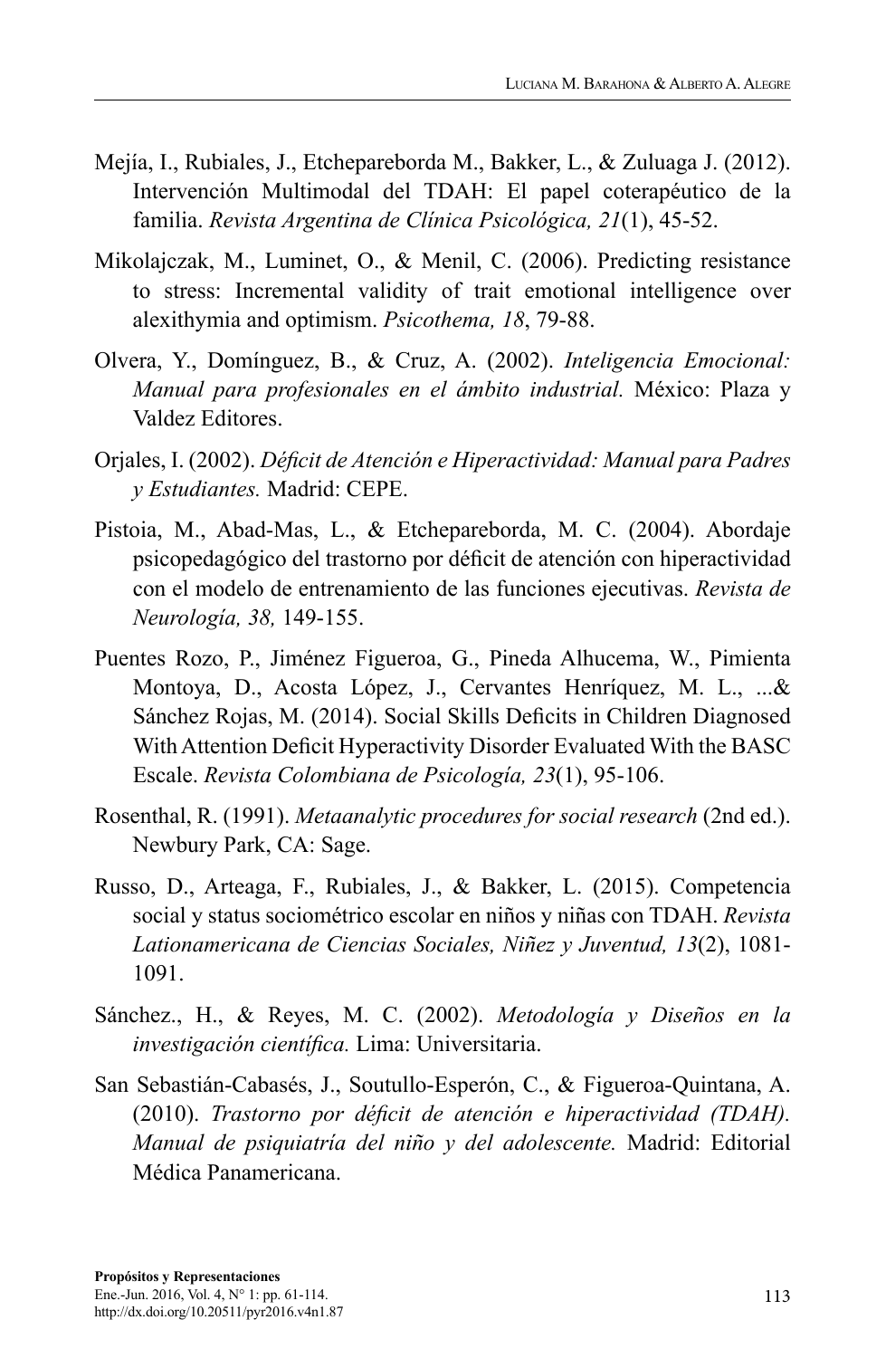Mejía, I., Rubiales, J., Etchepareborda M., Bakker, L., & Zuluaga J. (2012). Intervención Multimodal del TDAH: El papel coterapéutico de la familia. *Revista Argentina de Clínica Psicológica, 21*(1), 45-52.

Mikolajczak, M., Luminet, O., & Menil, C. (2006). Predicting resistance to stress: Incremental validity of trait emotional intelligence over alexithymia and optimism. *Psicothema, 18*, 79-88.

Olvera, Y., Domínguez, B., & Cruz, A. (2002). *Inteligencia Emocional: Manual para profesionales en el ámbito industrial.* México: Plaza y Valdez Editores.

Orjales, I. (2002). *Déficit de Atención e Hiperactividad: Manual para Padres y Estudiantes.* Madrid: CEPE.

Pistoia, M., Abad-Mas, L., & Etchepareborda, M. C. (2004). Abordaje psicopedagógico del trastorno por déficit de atención con hiperactividad con el modelo de entrenamiento de las funciones ejecutivas. *Revista de Neurología, 38,* 149-155.

Puentes Rozo, P., Jiménez Figueroa, G., Pineda Alhucema, W., Pimienta Montoya, D., Acosta López, J., Cervantes Henríquez, M. L., ...& Sánchez Rojas, M. (2014). Social Skills Deficits in Children Diagnosed With Attention Deficit Hyperactivity Disorder Evaluated With the BASC Escale. *Revista Colombiana de Psicología, 23*(1), 95-106.

Rosenthal, R. (1991). *Metaanalytic procedures for social research* (2nd ed.). Newbury Park, CA: Sage.

Russo, D., Arteaga, F., Rubiales, J., & Bakker, L. (2015). Competencia social y status sociométrico escolar en niños y niñas con TDAH. *Revista Lationamericana de Ciencias Sociales, Niñez y Juventud, 13*(2), 1081-1091.

Sánchez., H., & Reyes, M. C. (2002). *Metodología y Diseños en la investigación científica.* Lima: Universitaria.

San Sebastián-Cabasés, J., Soutullo-Esperón, C., & Figueroa-Quintana, A. (2010). *Trastorno por déficit de atención e hiperactividad (TDAH). Manual de psiquiatría del niño y del adolescente.* Madrid: Editorial Médica Panamericana.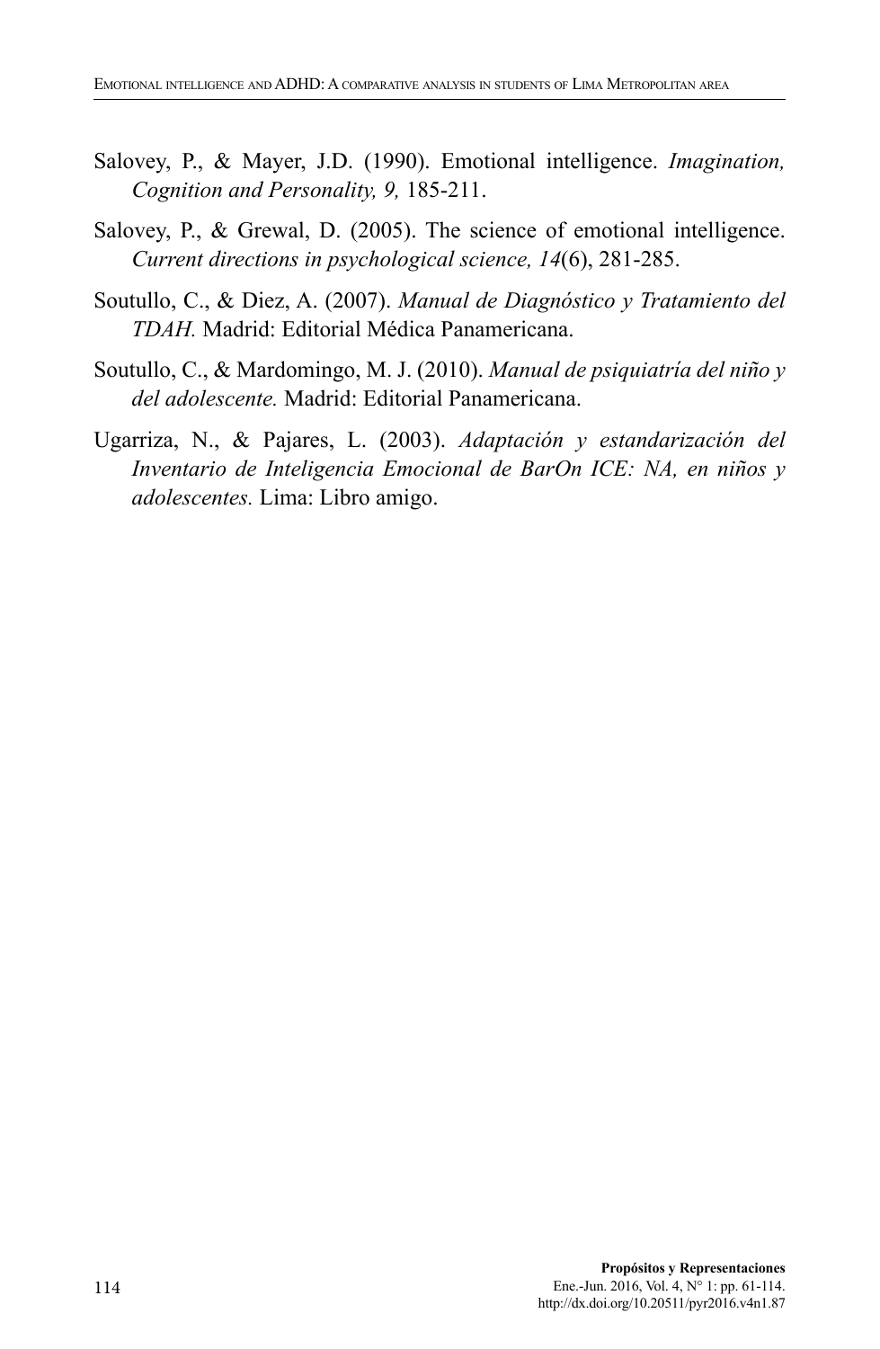Salovey, P., & Mayer, J.D. (1990). Emotional intelligence. *Imagination, Cognition and Personality, 9,* 185-211.

Salovey, P., & Grewal, D. (2005). The science of emotional intelligence. *Current directions in psychological science, 14*(6), 281-285.

Soutullo, C., & Diez, A. (2007). *Manual de Diagnóstico y Tratamiento del TDAH.* Madrid: Editorial Médica Panamericana.

Soutullo, C., & Mardomingo, M. J. (2010). *Manual de psiquiatría del niño y del adolescente.* Madrid: Editorial Panamericana.

Ugarriza, N., & Pajares, L. (2003). *Adaptación y estandarización del Inventario de Inteligencia Emocional de BarOn ICE: NA, en niños y adolescentes.* Lima: Libro amigo.